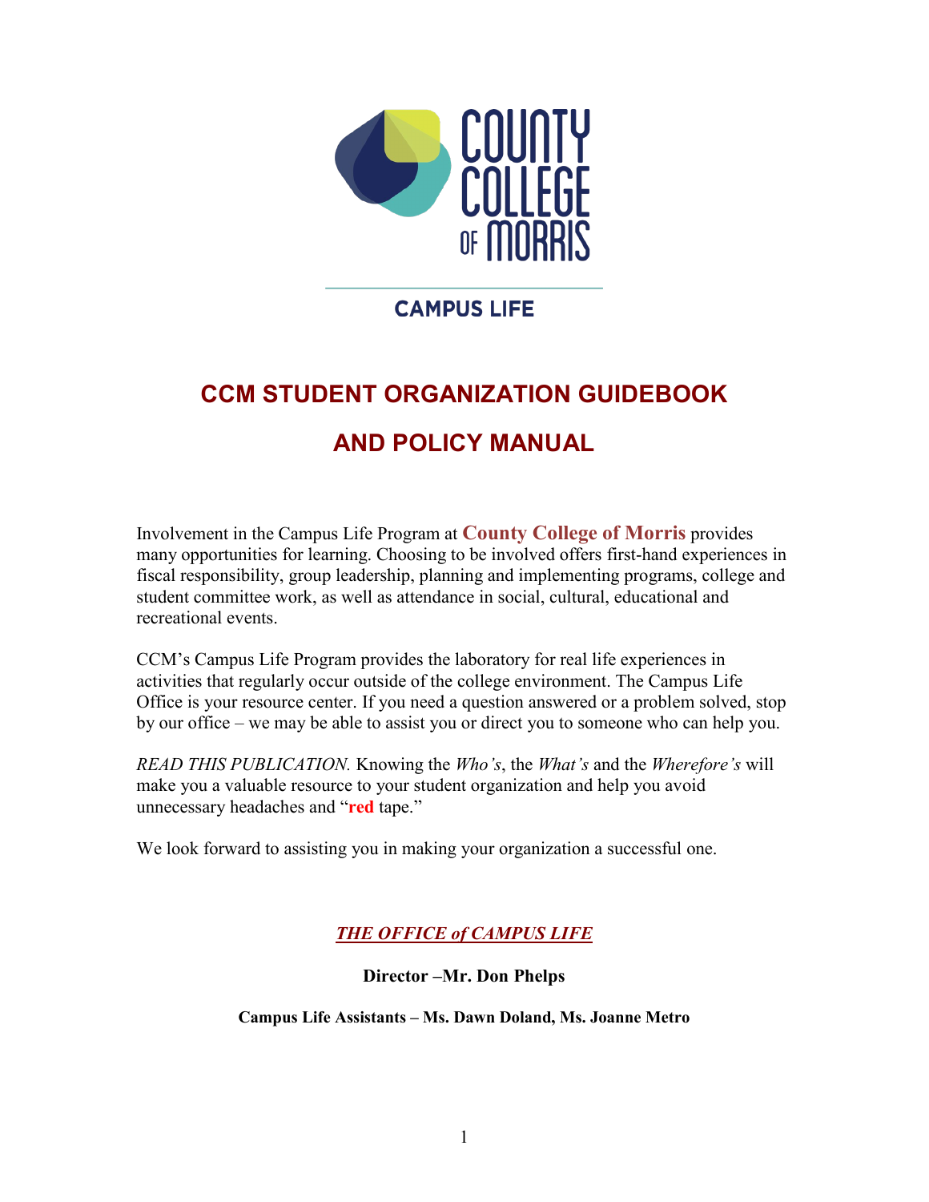COUNTY COLLEGE OF MORRIS

CAMPUS LIFE

# CCM STUDENT ORGANIZATION GUIDEBOOK AND POLICY MANUAL

Involvement in the Campus Life Program at **County College of Morris** provides many opportunities for learning. Choosing to be involved offers first-hand experiences in fiscal responsibility, group leadership, planning and implementing programs, college and student committee work, as well as attendance in social, cultural, educational and recreational events.

CCM's Campus Life Program provides the laboratory for real life experiences in activities that regularly occur outside of the college environment. The Campus Life Office is your resource center. If you need a question answered or a problem solved, stop by our office – we may be able to assist you or direct you to someone who can help you.

*READ THIS PUBLICATION.* Knowing the *Who's*, the *What's* and the *Wherefore's* will make you a valuable resource to your student organization and help you avoid unnecessary headaches and "**red** tape."

We look forward to assisting you in making your organization a successful one.

***THE OFFICE of CAMPUS LIFE***

**Director –Mr. Don Phelps**

**Campus Life Assistants – Ms. Dawn Doland, Ms. Joanne Metro**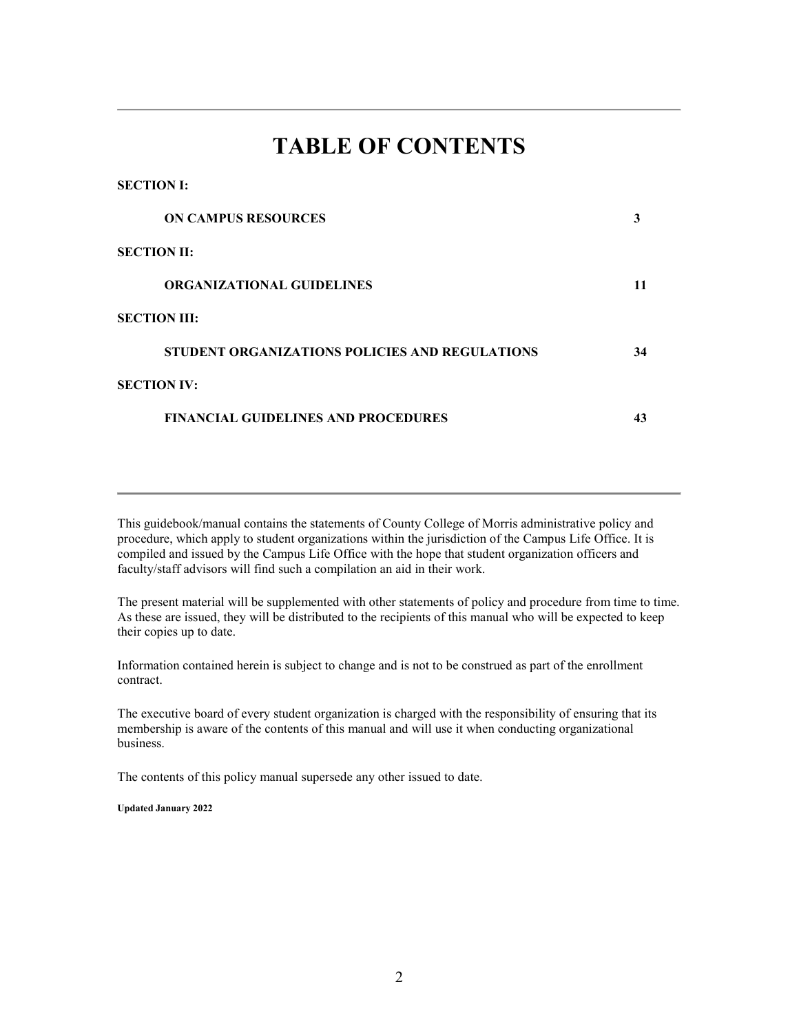# TABLE OF CONTENTS

| | |
|---|---|
| **SECTION I:** | |
| **ON CAMPUS RESOURCES** | **3** |
| **SECTION II:** | |
| **ORGANIZATIONAL GUIDELINES** | **11** |
| **SECTION III:** | |
| **STUDENT ORGANIZATIONS POLICIES AND REGULATIONS** | **34** |
| **SECTION IV:** | |
| **FINANCIAL GUIDELINES AND PROCEDURES** | **43** |

This guidebook/manual contains the statements of County College of Morris administrative policy and procedure, which apply to student organizations within the jurisdiction of the Campus Life Office. It is compiled and issued by the Campus Life Office with the hope that student organization officers and faculty/staff advisors will find such a compilation an aid in their work.

The present material will be supplemented with other statements of policy and procedure from time to time. As these are issued, they will be distributed to the recipients of this manual who will be expected to keep their copies up to date.

Information contained herein is subject to change and is not to be construed as part of the enrollment contract.

The executive board of every student organization is charged with the responsibility of ensuring that its membership is aware of the contents of this manual and will use it when conducting organizational business.

The contents of this policy manual supersede any other issued to date.

**Updated January 2022**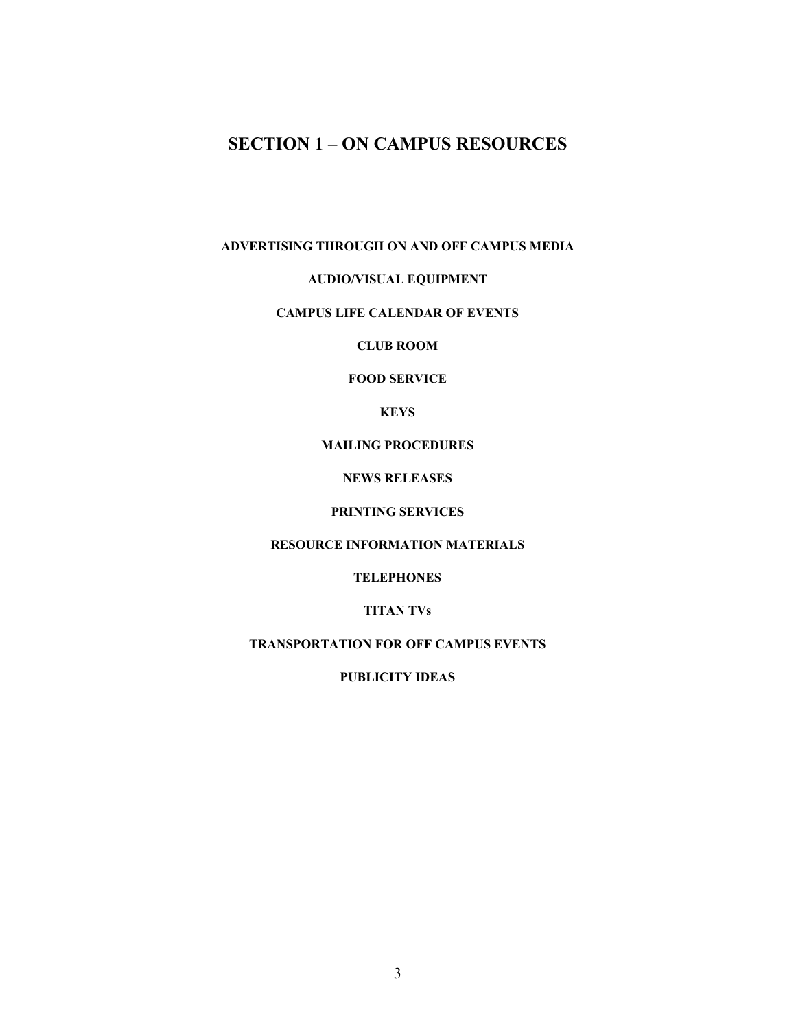# SECTION 1 – ON CAMPUS RESOURCES

**ADVERTISING THROUGH ON AND OFF CAMPUS MEDIA**

**AUDIO/VISUAL EQUIPMENT**

**CAMPUS LIFE CALENDAR OF EVENTS**

**CLUB ROOM**

**FOOD SERVICE**

**KEYS**

**MAILING PROCEDURES**

**NEWS RELEASES**

**PRINTING SERVICES**

**RESOURCE INFORMATION MATERIALS**

**TELEPHONES**

**TITAN TVs**

**TRANSPORTATION FOR OFF CAMPUS EVENTS**

**PUBLICITY IDEAS**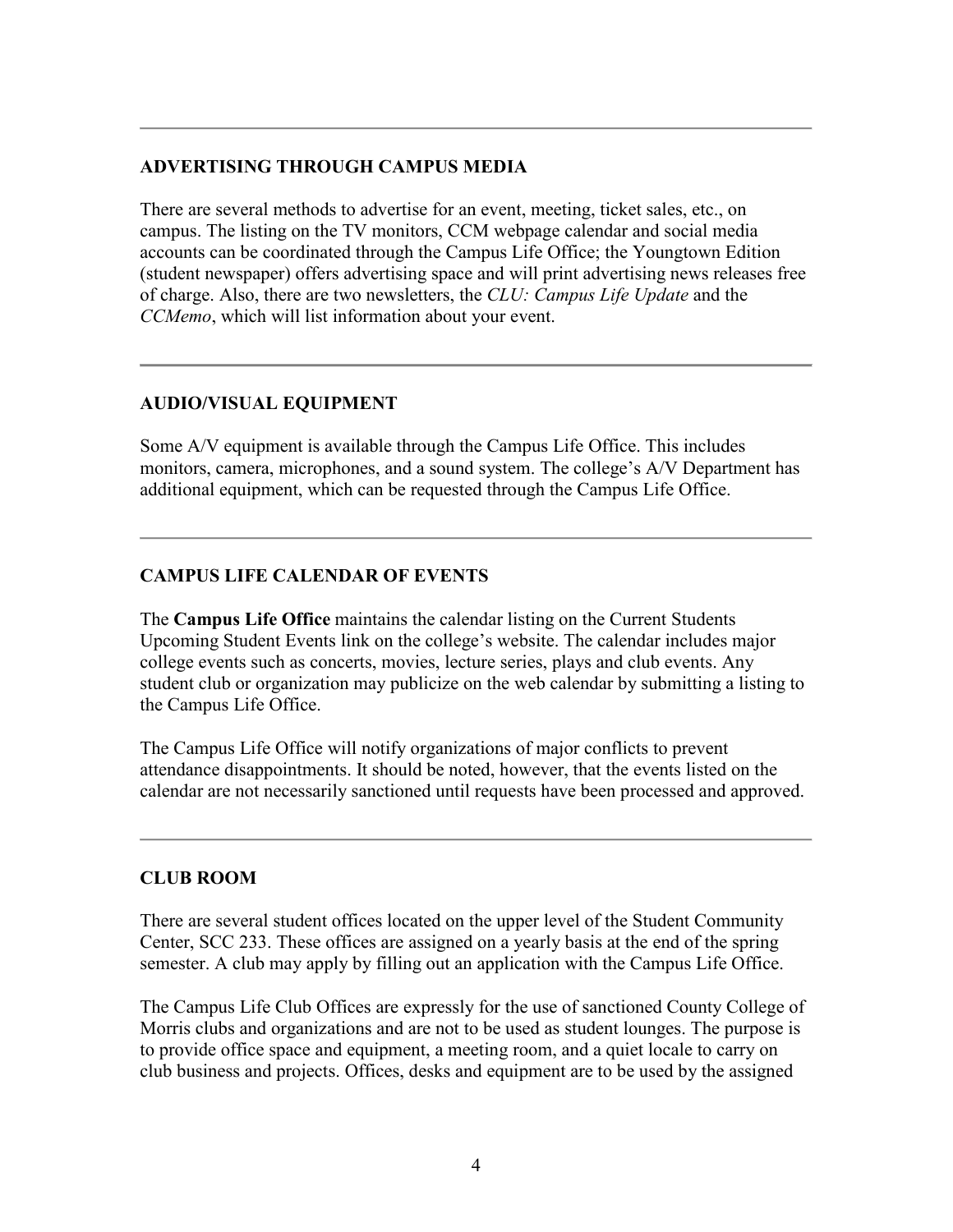## ADVERTISING THROUGH CAMPUS MEDIA

There are several methods to advertise for an event, meeting, ticket sales, etc., on campus. The listing on the TV monitors, CCM webpage calendar and social media accounts can be coordinated through the Campus Life Office; the Youngtown Edition (student newspaper) offers advertising space and will print advertising news releases free of charge. Also, there are two newsletters, the *CLU: Campus Life Update* and the *CCMemo*, which will list information about your event.

---

## AUDIO/VISUAL EQUIPMENT

Some A/V equipment is available through the Campus Life Office. This includes monitors, camera, microphones, and a sound system. The college's A/V Department has additional equipment, which can be requested through the Campus Life Office.

---

## CAMPUS LIFE CALENDAR OF EVENTS

The **Campus Life Office** maintains the calendar listing on the Current Students Upcoming Student Events link on the college's website. The calendar includes major college events such as concerts, movies, lecture series, plays and club events. Any student club or organization may publicize on the web calendar by submitting a listing to the Campus Life Office.

The Campus Life Office will notify organizations of major conflicts to prevent attendance disappointments. It should be noted, however, that the events listed on the calendar are not necessarily sanctioned until requests have been processed and approved.

---

## CLUB ROOM

There are several student offices located on the upper level of the Student Community Center, SCC 233. These offices are assigned on a yearly basis at the end of the spring semester. A club may apply by filling out an application with the Campus Life Office.

The Campus Life Club Offices are expressly for the use of sanctioned County College of Morris clubs and organizations and are not to be used as student lounges. The purpose is to provide office space and equipment, a meeting room, and a quiet locale to carry on club business and projects. Offices, desks and equipment are to be used by the assigned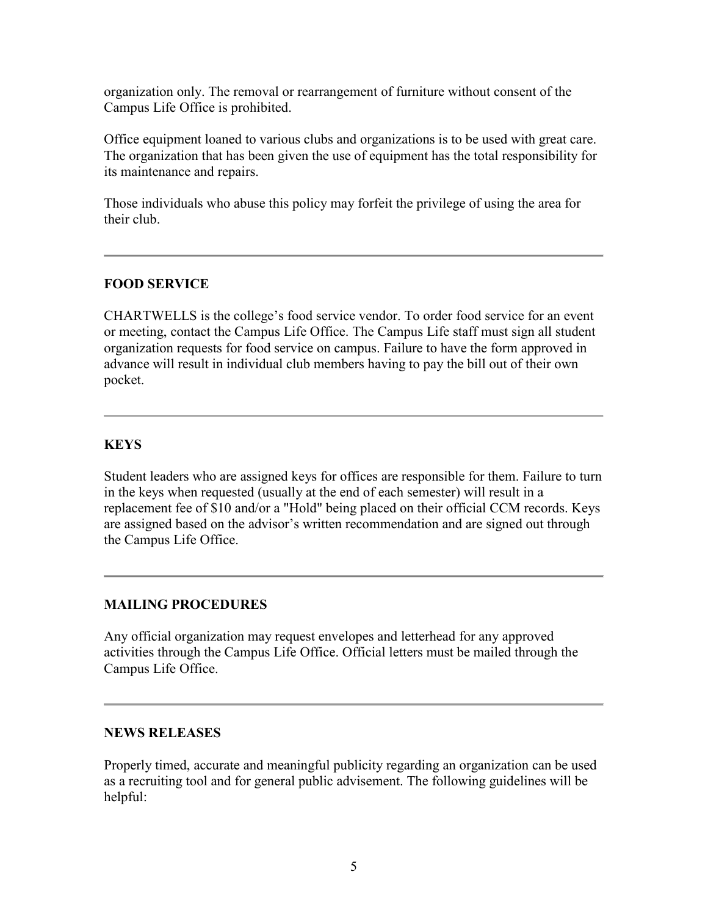organization only. The removal or rearrangement of furniture without consent of the Campus Life Office is prohibited.

Office equipment loaned to various clubs and organizations is to be used with great care. The organization that has been given the use of equipment has the total responsibility for its maintenance and repairs.

Those individuals who abuse this policy may forfeit the privilege of using the area for their club.

---

## FOOD SERVICE

CHARTWELLS is the college's food service vendor. To order food service for an event or meeting, contact the Campus Life Office. The Campus Life staff must sign all student organization requests for food service on campus. Failure to have the form approved in advance will result in individual club members having to pay the bill out of their own pocket.

---

## KEYS

Student leaders who are assigned keys for offices are responsible for them. Failure to turn in the keys when requested (usually at the end of each semester) will result in a replacement fee of $10 and/or a "Hold" being placed on their official CCM records. Keys are assigned based on the advisor's written recommendation and are signed out through the Campus Life Office.

---

## MAILING PROCEDURES

Any official organization may request envelopes and letterhead for any approved activities through the Campus Life Office. Official letters must be mailed through the Campus Life Office.

---

## NEWS RELEASES

Properly timed, accurate and meaningful publicity regarding an organization can be used as a recruiting tool and for general public advisement. The following guidelines will be helpful: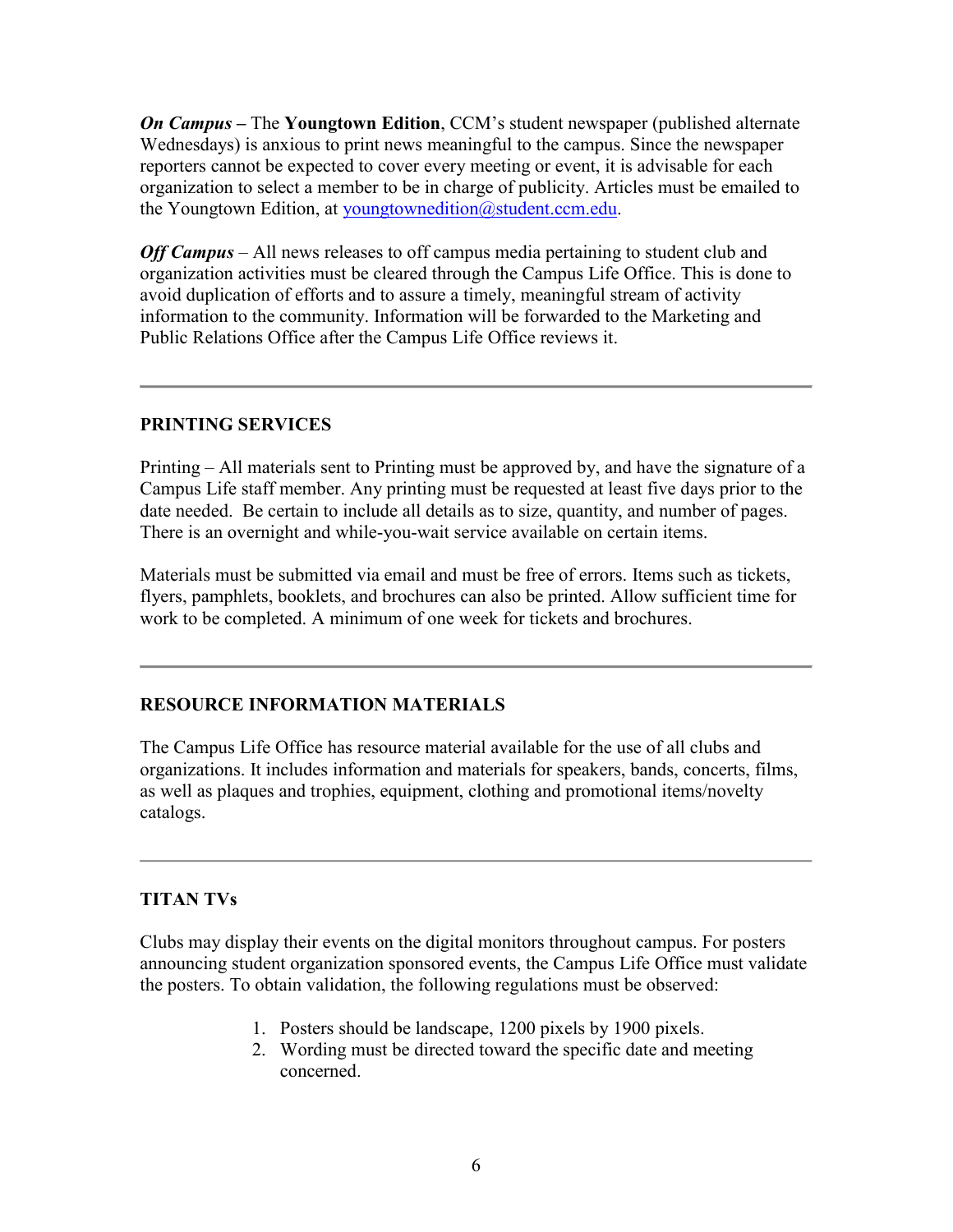***On Campus* –** The **Youngtown Edition**, CCM's student newspaper (published alternate Wednesdays) is anxious to print news meaningful to the campus. Since the newspaper reporters cannot be expected to cover every meeting or event, it is advisable for each organization to select a member to be in charge of publicity. Articles must be emailed to the Youngtown Edition, at youngtownedition@student.ccm.edu.

***Off Campus*** – All news releases to off campus media pertaining to student club and organization activities must be cleared through the Campus Life Office. This is done to avoid duplication of efforts and to assure a timely, meaningful stream of activity information to the community. Information will be forwarded to the Marketing and Public Relations Office after the Campus Life Office reviews it.

---

## PRINTING SERVICES

Printing – All materials sent to Printing must be approved by, and have the signature of a Campus Life staff member. Any printing must be requested at least five days prior to the date needed. Be certain to include all details as to size, quantity, and number of pages. There is an overnight and while-you-wait service available on certain items.

Materials must be submitted via email and must be free of errors. Items such as tickets, flyers, pamphlets, booklets, and brochures can also be printed. Allow sufficient time for work to be completed. A minimum of one week for tickets and brochures.

---

## RESOURCE INFORMATION MATERIALS

The Campus Life Office has resource material available for the use of all clubs and organizations. It includes information and materials for speakers, bands, concerts, films, as well as plaques and trophies, equipment, clothing and promotional items/novelty catalogs.

---

## TITAN TVs

Clubs may display their events on the digital monitors throughout campus. For posters announcing student organization sponsored events, the Campus Life Office must validate the posters. To obtain validation, the following regulations must be observed:

1. Posters should be landscape, 1200 pixels by 1900 pixels.
2. Wording must be directed toward the specific date and meeting concerned.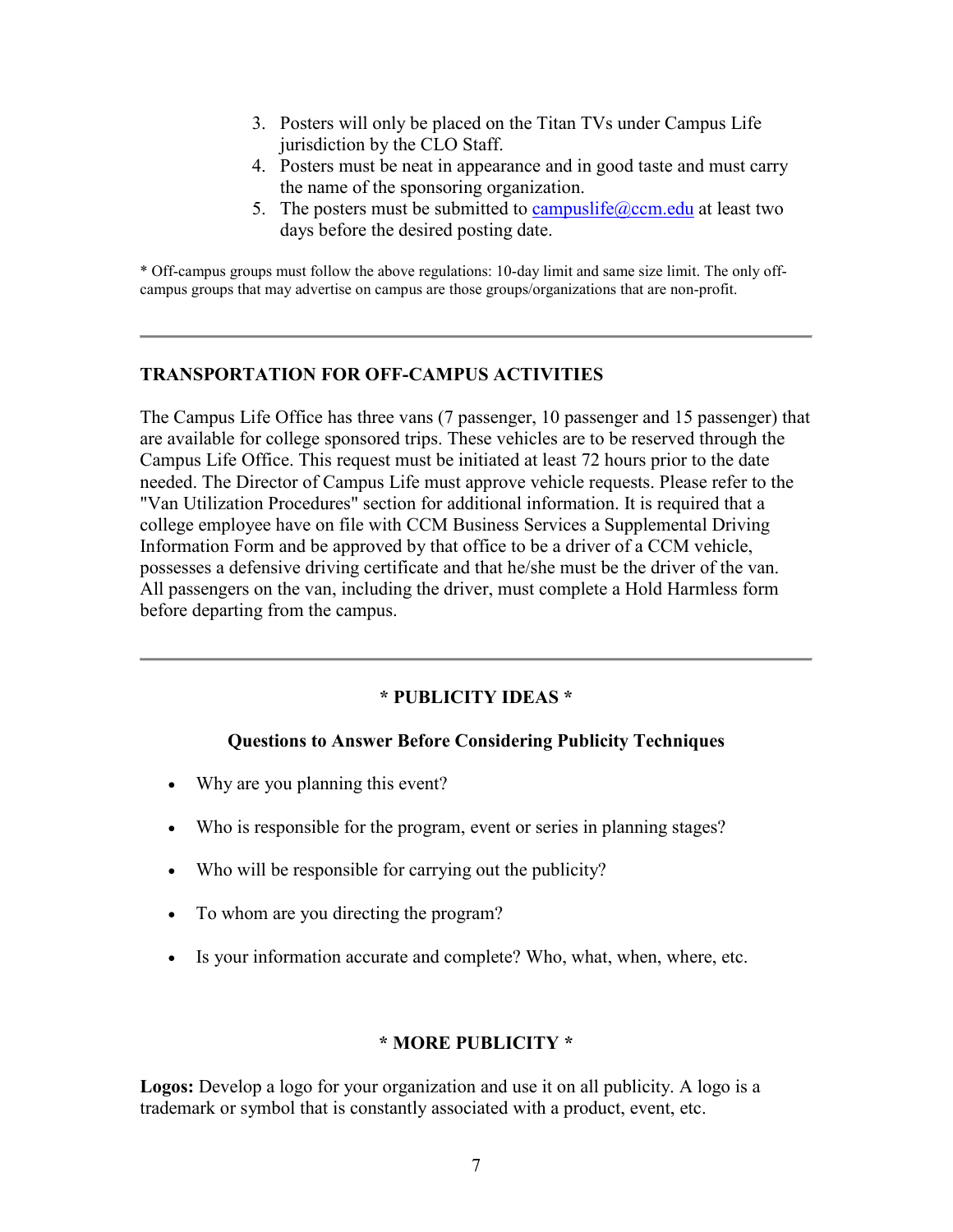3. Posters will only be placed on the Titan TVs under Campus Life jurisdiction by the CLO Staff.
4. Posters must be neat in appearance and in good taste and must carry the name of the sponsoring organization.
5. The posters must be submitted to campuslife@ccm.edu at least two days before the desired posting date.

* Off-campus groups must follow the above regulations: 10-day limit and same size limit. The only off-campus groups that may advertise on campus are those groups/organizations that are non-profit.

---

**TRANSPORTATION FOR OFF-CAMPUS ACTIVITIES**

The Campus Life Office has three vans (7 passenger, 10 passenger and 15 passenger) that are available for college sponsored trips. These vehicles are to be reserved through the Campus Life Office. This request must be initiated at least 72 hours prior to the date needed. The Director of Campus Life must approve vehicle requests. Please refer to the "Van Utilization Procedures" section for additional information. It is required that a college employee have on file with CCM Business Services a Supplemental Driving Information Form and be approved by that office to be a driver of a CCM vehicle, possesses a defensive driving certificate and that he/she must be the driver of the van. All passengers on the van, including the driver, must complete a Hold Harmless form before departing from the campus.

---

**\* PUBLICITY IDEAS \***

**Questions to Answer Before Considering Publicity Techniques**

- Why are you planning this event?
- Who is responsible for the program, event or series in planning stages?
- Who will be responsible for carrying out the publicity?
- To whom are you directing the program?
- Is your information accurate and complete? Who, what, when, where, etc.

**\* MORE PUBLICITY \***

**Logos:** Develop a logo for your organization and use it on all publicity. A logo is a trademark or symbol that is constantly associated with a product, event, etc.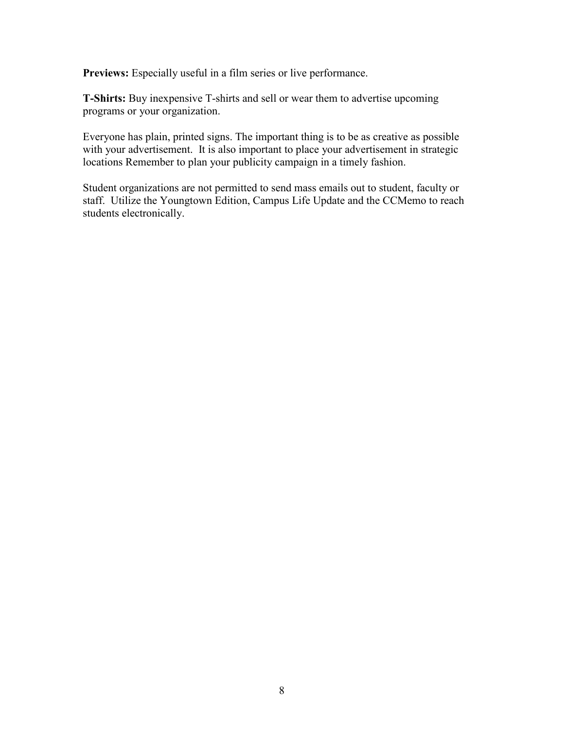**Previews:** Especially useful in a film series or live performance.

**T-Shirts:** Buy inexpensive T-shirts and sell or wear them to advertise upcoming programs or your organization.

Everyone has plain, printed signs. The important thing is to be as creative as possible with your advertisement. It is also important to place your advertisement in strategic locations Remember to plan your publicity campaign in a timely fashion.

Student organizations are not permitted to send mass emails out to student, faculty or staff. Utilize the Youngtown Edition, Campus Life Update and the CCMemo to reach students electronically.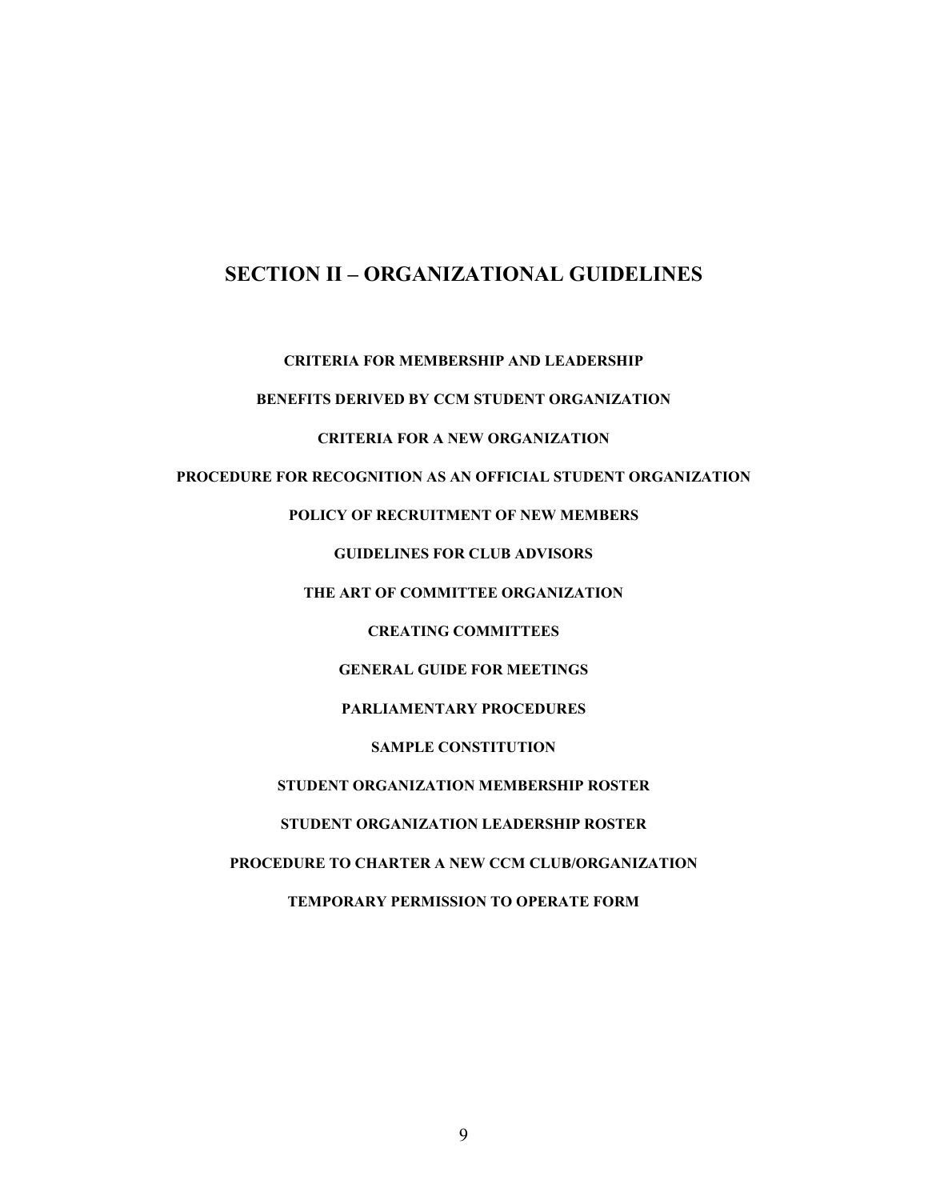## SECTION II – ORGANIZATIONAL GUIDELINES

**CRITERIA FOR MEMBERSHIP AND LEADERSHIP**

**BENEFITS DERIVED BY CCM STUDENT ORGANIZATION**

**CRITERIA FOR A NEW ORGANIZATION**

**PROCEDURE FOR RECOGNITION AS AN OFFICIAL STUDENT ORGANIZATION**

**POLICY OF RECRUITMENT OF NEW MEMBERS**

**GUIDELINES FOR CLUB ADVISORS**

**THE ART OF COMMITTEE ORGANIZATION**

**CREATING COMMITTEES**

**GENERAL GUIDE FOR MEETINGS**

**PARLIAMENTARY PROCEDURES**

**SAMPLE CONSTITUTION**

**STUDENT ORGANIZATION MEMBERSHIP ROSTER**

**STUDENT ORGANIZATION LEADERSHIP ROSTER**

**PROCEDURE TO CHARTER A NEW CCM CLUB/ORGANIZATION**

**TEMPORARY PERMISSION TO OPERATE FORM**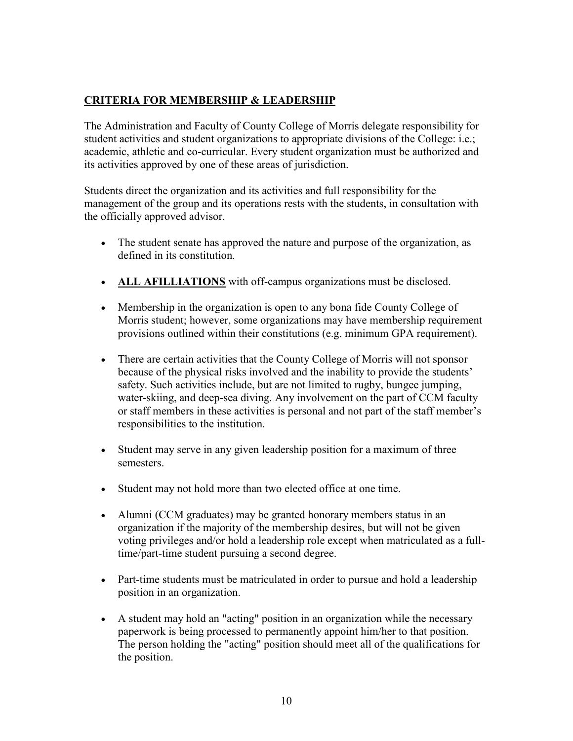## **CRITERIA FOR MEMBERSHIP & LEADERSHIP**

The Administration and Faculty of County College of Morris delegate responsibility for student activities and student organizations to appropriate divisions of the College: i.e.; academic, athletic and co-curricular. Every student organization must be authorized and its activities approved by one of these areas of jurisdiction.

Students direct the organization and its activities and full responsibility for the management of the group and its operations rests with the students, in consultation with the officially approved advisor.

- The student senate has approved the nature and purpose of the organization, as defined in its constitution.
- **ALL AFILLIATIONS** with off-campus organizations must be disclosed.
- Membership in the organization is open to any bona fide County College of Morris student; however, some organizations may have membership requirement provisions outlined within their constitutions (e.g. minimum GPA requirement).
- There are certain activities that the County College of Morris will not sponsor because of the physical risks involved and the inability to provide the students' safety. Such activities include, but are not limited to rugby, bungee jumping, water-skiing, and deep-sea diving. Any involvement on the part of CCM faculty or staff members in these activities is personal and not part of the staff member's responsibilities to the institution.
- Student may serve in any given leadership position for a maximum of three semesters.
- Student may not hold more than two elected office at one time.
- Alumni (CCM graduates) may be granted honorary members status in an organization if the majority of the membership desires, but will not be given voting privileges and/or hold a leadership role except when matriculated as a full-time/part-time student pursuing a second degree.
- Part-time students must be matriculated in order to pursue and hold a leadership position in an organization.
- A student may hold an "acting" position in an organization while the necessary paperwork is being processed to permanently appoint him/her to that position. The person holding the "acting" position should meet all of the qualifications for the position.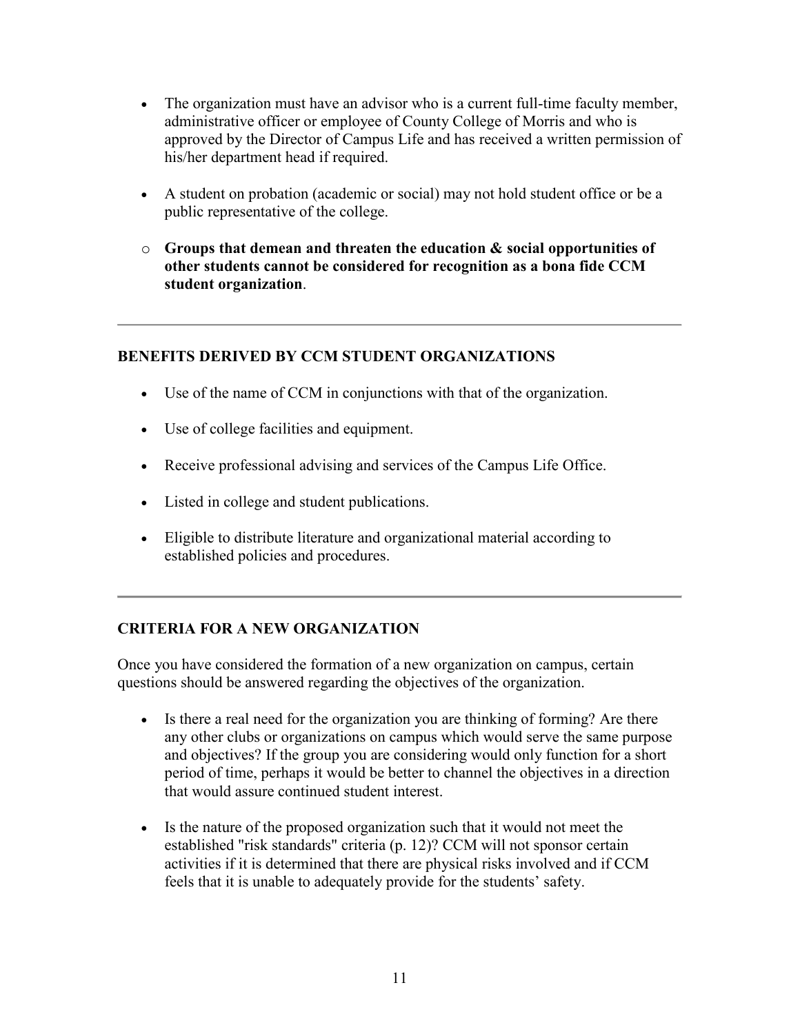- The organization must have an advisor who is a current full-time faculty member, administrative officer or employee of County College of Morris and who is approved by the Director of Campus Life and has received a written permission of his/her department head if required.

- A student on probation (academic or social) may not hold student office or be a public representative of the college.

  - **Groups that demean and threaten the education & social opportunities of other students cannot be considered for recognition as a bona fide CCM student organization**.

---

### BENEFITS DERIVED BY CCM STUDENT ORGANIZATIONS

- Use of the name of CCM in conjunctions with that of the organization.

- Use of college facilities and equipment.

- Receive professional advising and services of the Campus Life Office.

- Listed in college and student publications.

- Eligible to distribute literature and organizational material according to established policies and procedures.

---

### CRITERIA FOR A NEW ORGANIZATION

Once you have considered the formation of a new organization on campus, certain questions should be answered regarding the objectives of the organization.

- Is there a real need for the organization you are thinking of forming? Are there any other clubs or organizations on campus which would serve the same purpose and objectives? If the group you are considering would only function for a short period of time, perhaps it would be better to channel the objectives in a direction that would assure continued student interest.

- Is the nature of the proposed organization such that it would not meet the established "risk standards" criteria (p. 12)? CCM will not sponsor certain activities if it is determined that there are physical risks involved and if CCM feels that it is unable to adequately provide for the students' safety.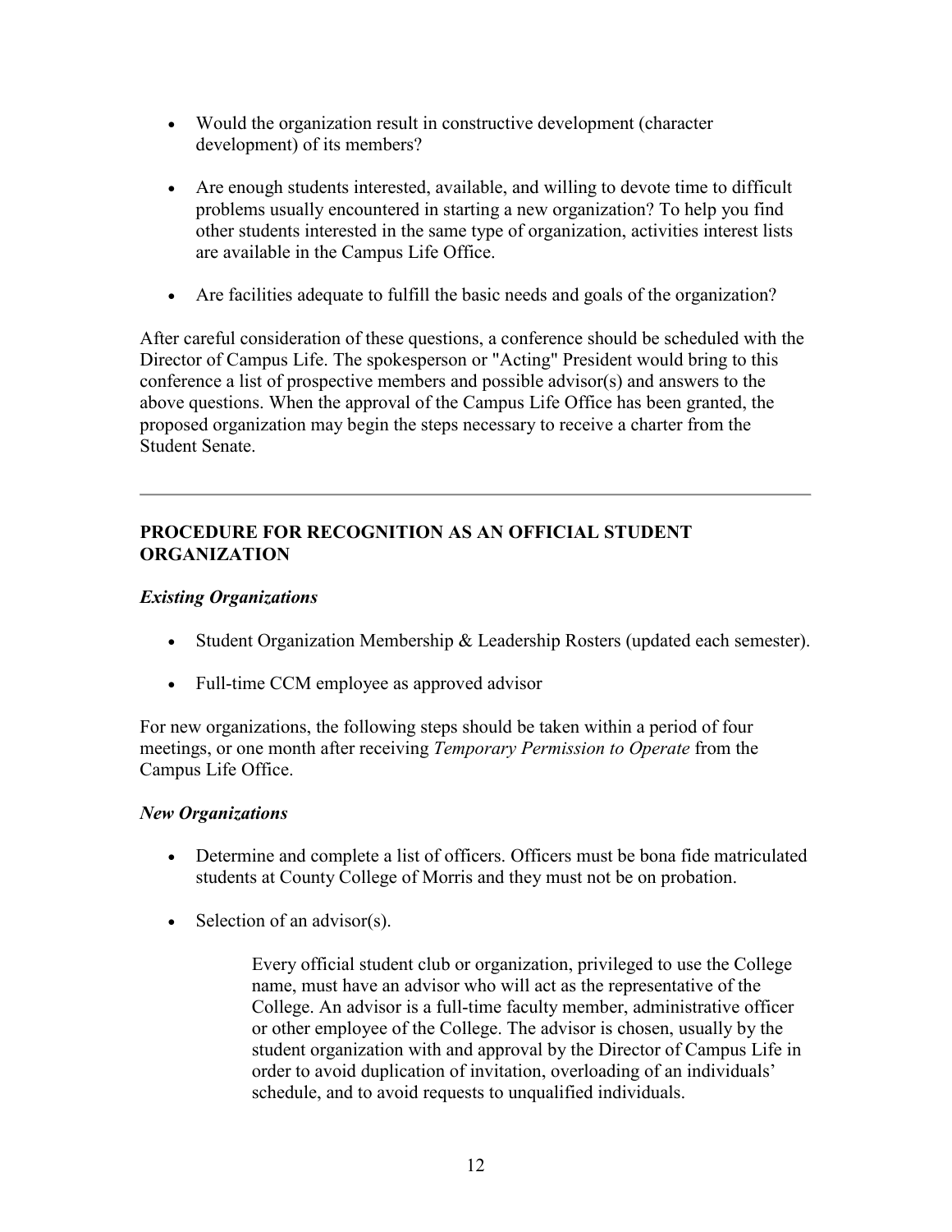- Would the organization result in constructive development (character development) of its members?

- Are enough students interested, available, and willing to devote time to difficult problems usually encountered in starting a new organization? To help you find other students interested in the same type of organization, activities interest lists are available in the Campus Life Office.

- Are facilities adequate to fulfill the basic needs and goals of the organization?

After careful consideration of these questions, a conference should be scheduled with the Director of Campus Life. The spokesperson or "Acting" President would bring to this conference a list of prospective members and possible advisor(s) and answers to the above questions. When the approval of the Campus Life Office has been granted, the proposed organization may begin the steps necessary to receive a charter from the Student Senate.

---

## PROCEDURE FOR RECOGNITION AS AN OFFICIAL STUDENT ORGANIZATION

### *Existing Organizations*

- Student Organization Membership & Leadership Rosters (updated each semester).

- Full-time CCM employee as approved advisor

For new organizations, the following steps should be taken within a period of four meetings, or one month after receiving *Temporary Permission to Operate* from the Campus Life Office.

### *New Organizations*

- Determine and complete a list of officers. Officers must be bona fide matriculated students at County College of Morris and they must not be on probation.

- Selection of an advisor(s).

  Every official student club or organization, privileged to use the College name, must have an advisor who will act as the representative of the College. An advisor is a full-time faculty member, administrative officer or other employee of the College. The advisor is chosen, usually by the student organization with and approval by the Director of Campus Life in order to avoid duplication of invitation, overloading of an individuals' schedule, and to avoid requests to unqualified individuals.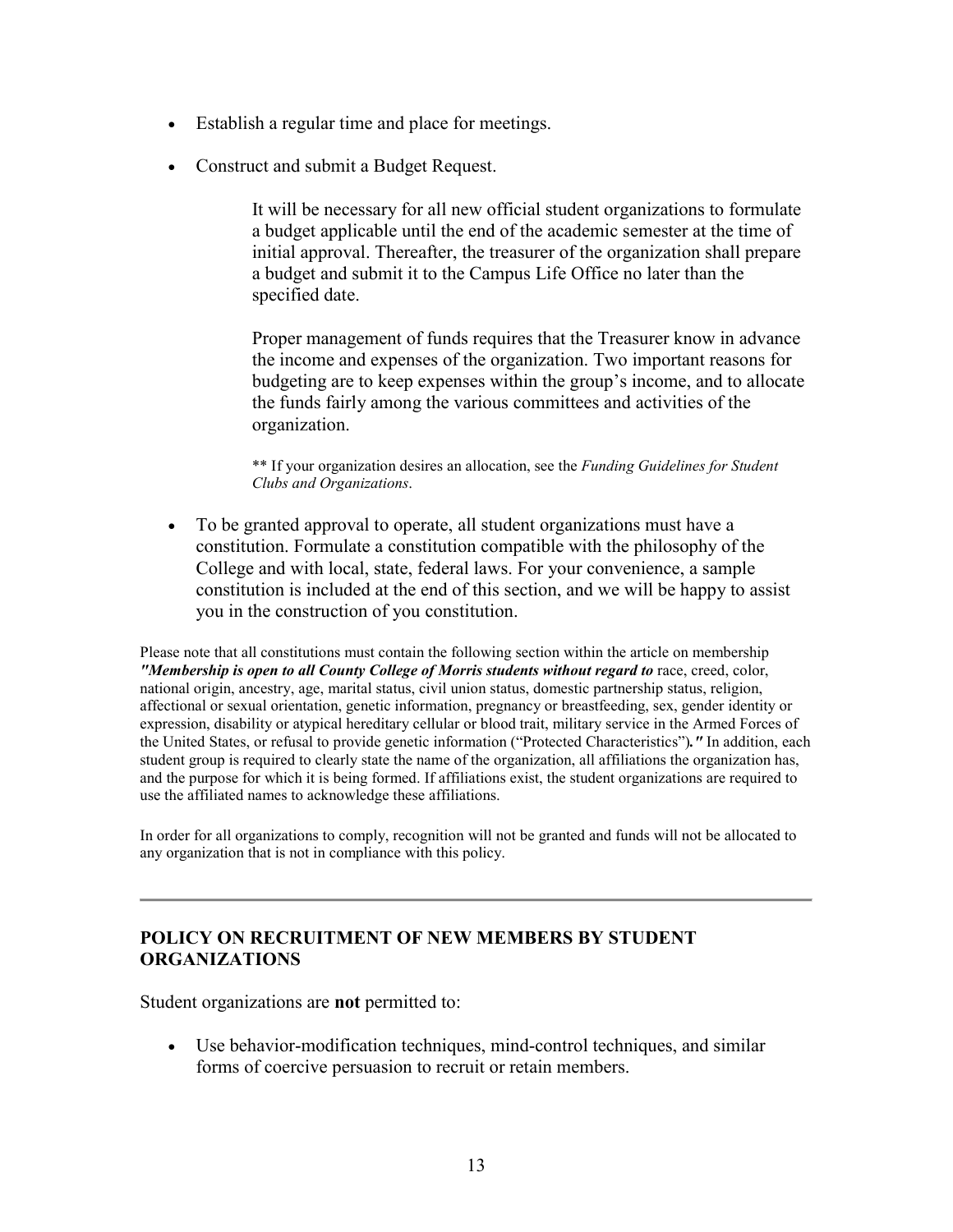- Establish a regular time and place for meetings.
- Construct and submit a Budget Request.

  It will be necessary for all new official student organizations to formulate a budget applicable until the end of the academic semester at the time of initial approval. Thereafter, the treasurer of the organization shall prepare a budget and submit it to the Campus Life Office no later than the specified date.

  Proper management of funds requires that the Treasurer know in advance the income and expenses of the organization. Two important reasons for budgeting are to keep expenses within the group's income, and to allocate the funds fairly among the various committees and activities of the organization.

  ** If your organization desires an allocation, see the *Funding Guidelines for Student Clubs and Organizations*.

- To be granted approval to operate, all student organizations must have a constitution. Formulate a constitution compatible with the philosophy of the College and with local, state, federal laws. For your convenience, a sample constitution is included at the end of this section, and we will be happy to assist you in the construction of you constitution.

Please note that all constitutions must contain the following section within the article on membership ***"Membership is open to all County College of Morris students without regard to*** race, creed, color, national origin, ancestry, age, marital status, civil union status, domestic partnership status, religion, affectional or sexual orientation, genetic information, pregnancy or breastfeeding, sex, gender identity or expression, disability or atypical hereditary cellular or blood trait, military service in the Armed Forces of the United States, or refusal to provide genetic information ("Protected Characteristics")***."*** In addition, each student group is required to clearly state the name of the organization, all affiliations the organization has, and the purpose for which it is being formed. If affiliations exist, the student organizations are required to use the affiliated names to acknowledge these affiliations.

In order for all organizations to comply, recognition will not be granted and funds will not be allocated to any organization that is not in compliance with this policy.

---

## POLICY ON RECRUITMENT OF NEW MEMBERS BY STUDENT ORGANIZATIONS

Student organizations are **not** permitted to:

- Use behavior-modification techniques, mind-control techniques, and similar forms of coercive persuasion to recruit or retain members.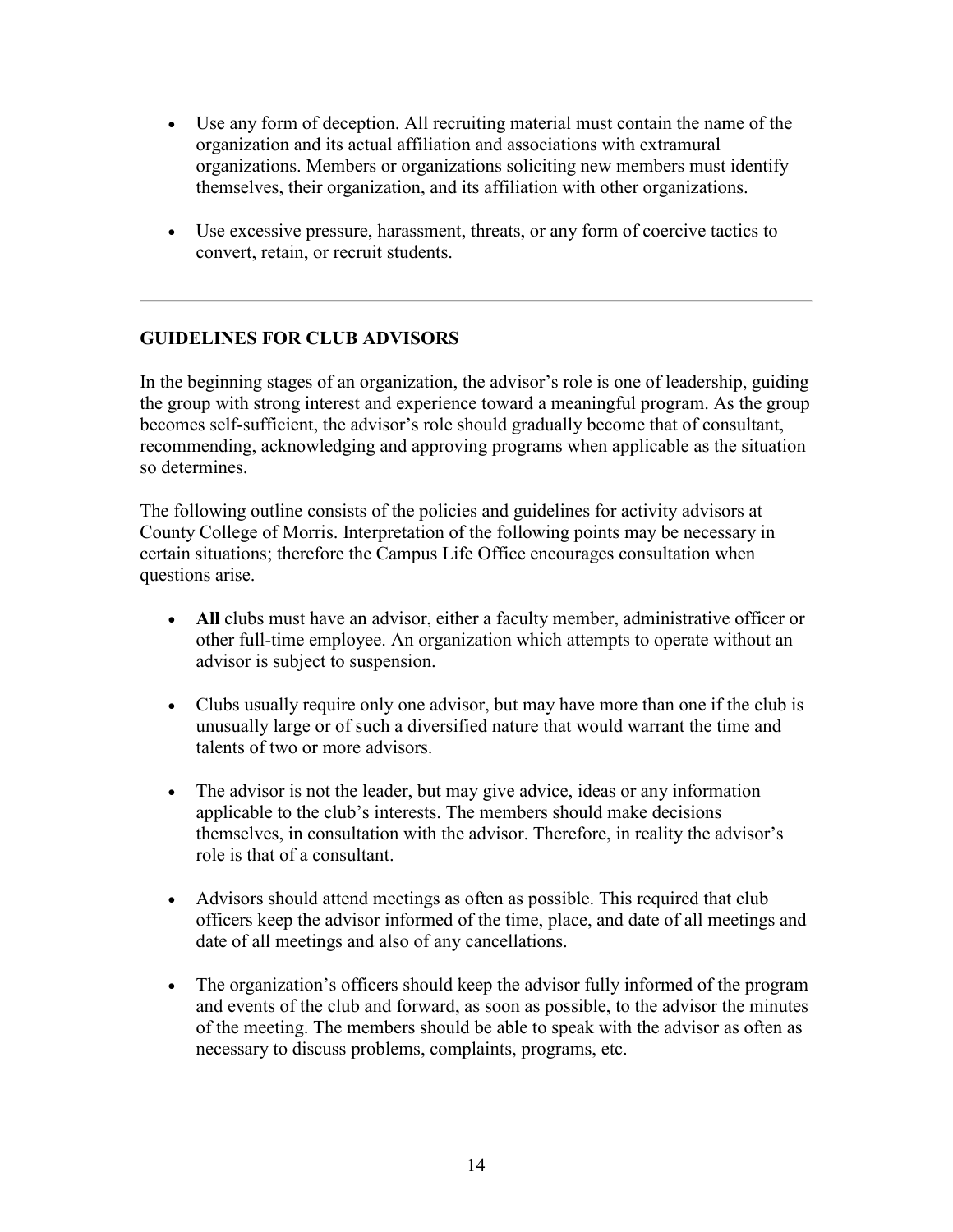- Use any form of deception. All recruiting material must contain the name of the organization and its actual affiliation and associations with extramural organizations. Members or organizations soliciting new members must identify themselves, their organization, and its affiliation with other organizations.

- Use excessive pressure, harassment, threats, or any form of coercive tactics to convert, retain, or recruit students.

---

## GUIDELINES FOR CLUB ADVISORS

In the beginning stages of an organization, the advisor's role is one of leadership, guiding the group with strong interest and experience toward a meaningful program. As the group becomes self-sufficient, the advisor's role should gradually become that of consultant, recommending, acknowledging and approving programs when applicable as the situation so determines.

The following outline consists of the policies and guidelines for activity advisors at County College of Morris. Interpretation of the following points may be necessary in certain situations; therefore the Campus Life Office encourages consultation when questions arise.

- **All** clubs must have an advisor, either a faculty member, administrative officer or other full-time employee. An organization which attempts to operate without an advisor is subject to suspension.

- Clubs usually require only one advisor, but may have more than one if the club is unusually large or of such a diversified nature that would warrant the time and talents of two or more advisors.

- The advisor is not the leader, but may give advice, ideas or any information applicable to the club's interests. The members should make decisions themselves, in consultation with the advisor. Therefore, in reality the advisor's role is that of a consultant.

- Advisors should attend meetings as often as possible. This required that club officers keep the advisor informed of the time, place, and date of all meetings and date of all meetings and also of any cancellations.

- The organization's officers should keep the advisor fully informed of the program and events of the club and forward, as soon as possible, to the advisor the minutes of the meeting. The members should be able to speak with the advisor as often as necessary to discuss problems, complaints, programs, etc.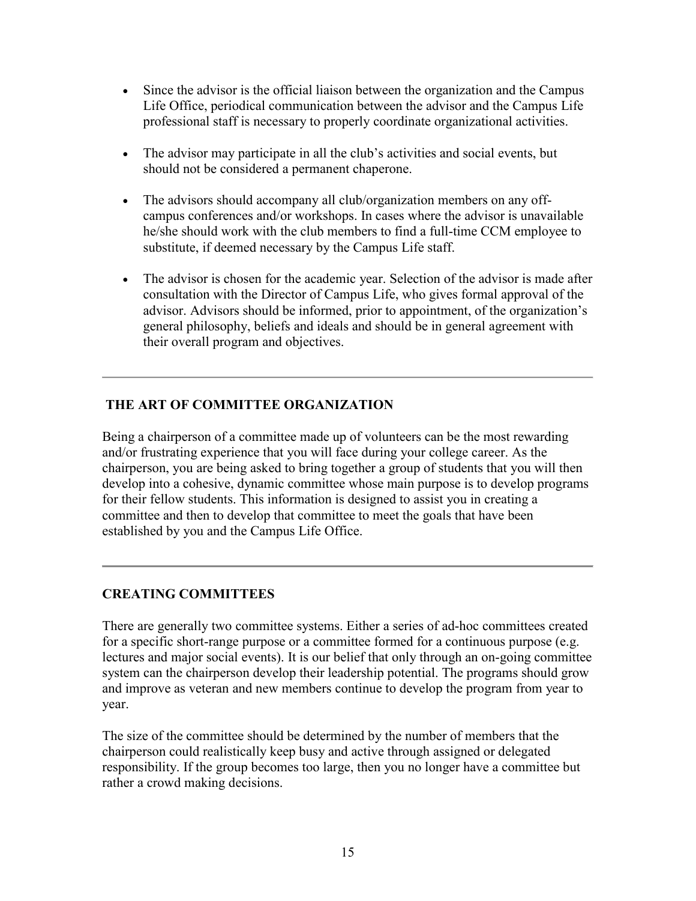- Since the advisor is the official liaison between the organization and the Campus Life Office, periodical communication between the advisor and the Campus Life professional staff is necessary to properly coordinate organizational activities.
- The advisor may participate in all the club's activities and social events, but should not be considered a permanent chaperone.
- The advisors should accompany all club/organization members on any off-campus conferences and/or workshops. In cases where the advisor is unavailable he/she should work with the club members to find a full-time CCM employee to substitute, if deemed necessary by the Campus Life staff.
- The advisor is chosen for the academic year. Selection of the advisor is made after consultation with the Director of Campus Life, who gives formal approval of the advisor. Advisors should be informed, prior to appointment, of the organization's general philosophy, beliefs and ideals and should be in general agreement with their overall program and objectives.

---

## THE ART OF COMMITTEE ORGANIZATION

Being a chairperson of a committee made up of volunteers can be the most rewarding and/or frustrating experience that you will face during your college career. As the chairperson, you are being asked to bring together a group of students that you will then develop into a cohesive, dynamic committee whose main purpose is to develop programs for their fellow students. This information is designed to assist you in creating a committee and then to develop that committee to meet the goals that have been established by you and the Campus Life Office.

---

## CREATING COMMITTEES

There are generally two committee systems. Either a series of ad-hoc committees created for a specific short-range purpose or a committee formed for a continuous purpose (e.g. lectures and major social events). It is our belief that only through an on-going committee system can the chairperson develop their leadership potential. The programs should grow and improve as veteran and new members continue to develop the program from year to year.

The size of the committee should be determined by the number of members that the chairperson could realistically keep busy and active through assigned or delegated responsibility. If the group becomes too large, then you no longer have a committee but rather a crowd making decisions.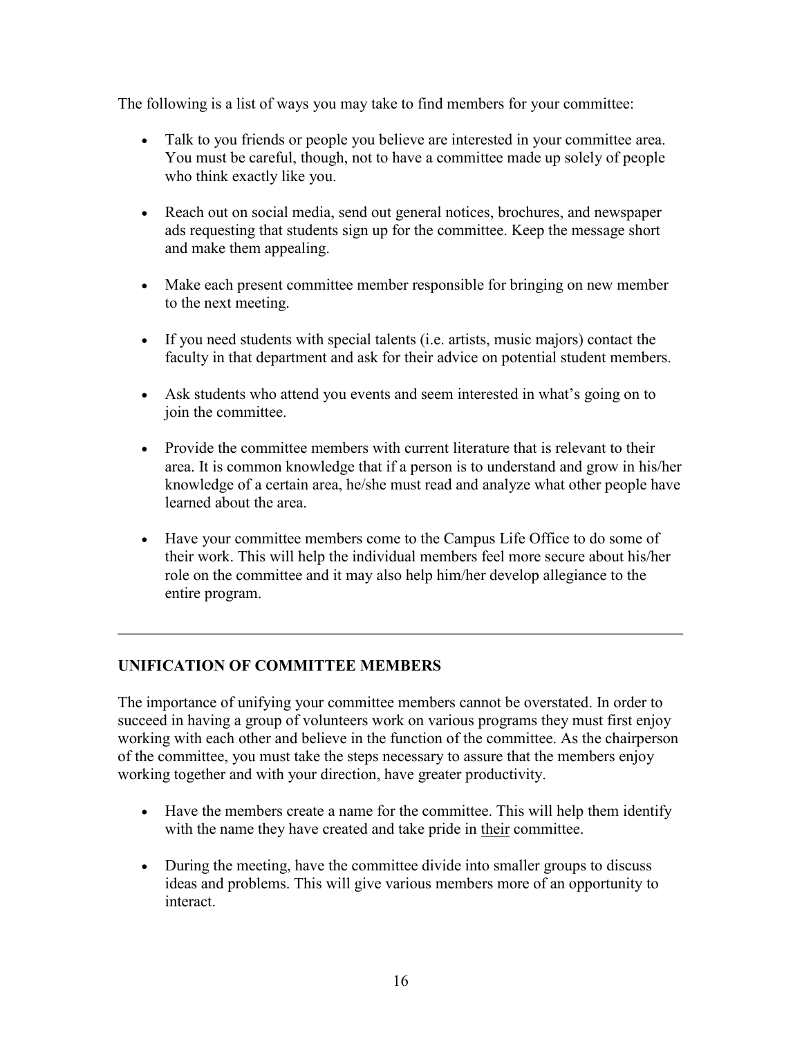The following is a list of ways you may take to find members for your committee:

- Talk to you friends or people you believe are interested in your committee area. You must be careful, though, not to have a committee made up solely of people who think exactly like you.
- Reach out on social media, send out general notices, brochures, and newspaper ads requesting that students sign up for the committee. Keep the message short and make them appealing.
- Make each present committee member responsible for bringing on new member to the next meeting.
- If you need students with special talents (i.e. artists, music majors) contact the faculty in that department and ask for their advice on potential student members.
- Ask students who attend you events and seem interested in what's going on to join the committee.
- Provide the committee members with current literature that is relevant to their area. It is common knowledge that if a person is to understand and grow in his/her knowledge of a certain area, he/she must read and analyze what other people have learned about the area.
- Have your committee members come to the Campus Life Office to do some of their work. This will help the individual members feel more secure about his/her role on the committee and it may also help him/her develop allegiance to the entire program.

---

## UNIFICATION OF COMMITTEE MEMBERS

The importance of unifying your committee members cannot be overstated. In order to succeed in having a group of volunteers work on various programs they must first enjoy working with each other and believe in the function of the committee. As the chairperson of the committee, you must take the steps necessary to assure that the members enjoy working together and with your direction, have greater productivity.

- Have the members create a name for the committee. This will help them identify with the name they have created and take pride in <u>their</u> committee.
- During the meeting, have the committee divide into smaller groups to discuss ideas and problems. This will give various members more of an opportunity to interact.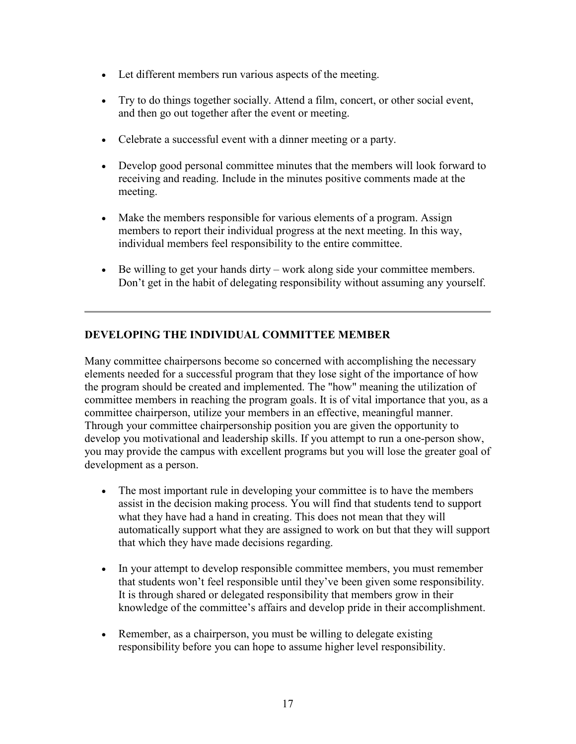- Let different members run various aspects of the meeting.
- Try to do things together socially. Attend a film, concert, or other social event, and then go out together after the event or meeting.
- Celebrate a successful event with a dinner meeting or a party.
- Develop good personal committee minutes that the members will look forward to receiving and reading. Include in the minutes positive comments made at the meeting.
- Make the members responsible for various elements of a program. Assign members to report their individual progress at the next meeting. In this way, individual members feel responsibility to the entire committee.
- Be willing to get your hands dirty – work along side your committee members. Don't get in the habit of delegating responsibility without assuming any yourself.

---

## DEVELOPING THE INDIVIDUAL COMMITTEE MEMBER

Many committee chairpersons become so concerned with accomplishing the necessary elements needed for a successful program that they lose sight of the importance of how the program should be created and implemented. The "how" meaning the utilization of committee members in reaching the program goals. It is of vital importance that you, as a committee chairperson, utilize your members in an effective, meaningful manner. Through your committee chairpersonship position you are given the opportunity to develop you motivational and leadership skills. If you attempt to run a one-person show, you may provide the campus with excellent programs but you will lose the greater goal of development as a person.

- The most important rule in developing your committee is to have the members assist in the decision making process. You will find that students tend to support what they have had a hand in creating. This does not mean that they will automatically support what they are assigned to work on but that they will support that which they have made decisions regarding.
- In your attempt to develop responsible committee members, you must remember that students won't feel responsible until they've been given some responsibility. It is through shared or delegated responsibility that members grow in their knowledge of the committee's affairs and develop pride in their accomplishment.
- Remember, as a chairperson, you must be willing to delegate existing responsibility before you can hope to assume higher level responsibility.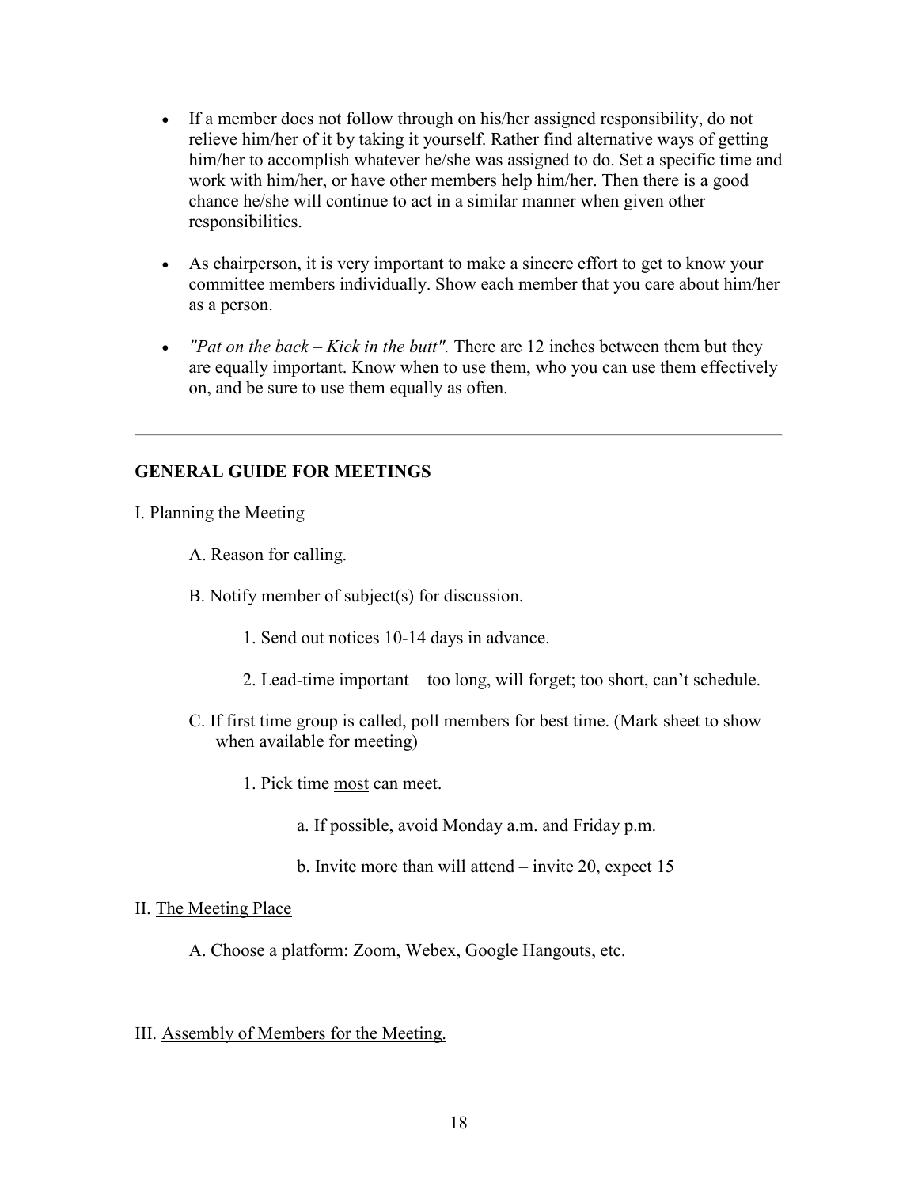- If a member does not follow through on his/her assigned responsibility, do not relieve him/her of it by taking it yourself. Rather find alternative ways of getting him/her to accomplish whatever he/she was assigned to do. Set a specific time and work with him/her, or have other members help him/her. Then there is a good chance he/she will continue to act in a similar manner when given other responsibilities.
- As chairperson, it is very important to make a sincere effort to get to know your committee members individually. Show each member that you care about him/her as a person.
- *"Pat on the back – Kick in the butt".* There are 12 inches between them but they are equally important. Know when to use them, who you can use them effectively on, and be sure to use them equally as often.

---

## GENERAL GUIDE FOR MEETINGS

I. <u>Planning the Meeting</u>

A. Reason for calling.

B. Notify member of subject(s) for discussion.

1. Send out notices 10-14 days in advance.

2. Lead-time important – too long, will forget; too short, can't schedule.

C. If first time group is called, poll members for best time. (Mark sheet to show when available for meeting)

1. Pick time <u>most</u> can meet.

a. If possible, avoid Monday a.m. and Friday p.m.

b. Invite more than will attend – invite 20, expect 15

II. <u>The Meeting Place</u>

A. Choose a platform: Zoom, Webex, Google Hangouts, etc.

III. <u>Assembly of Members for the Meeting.</u>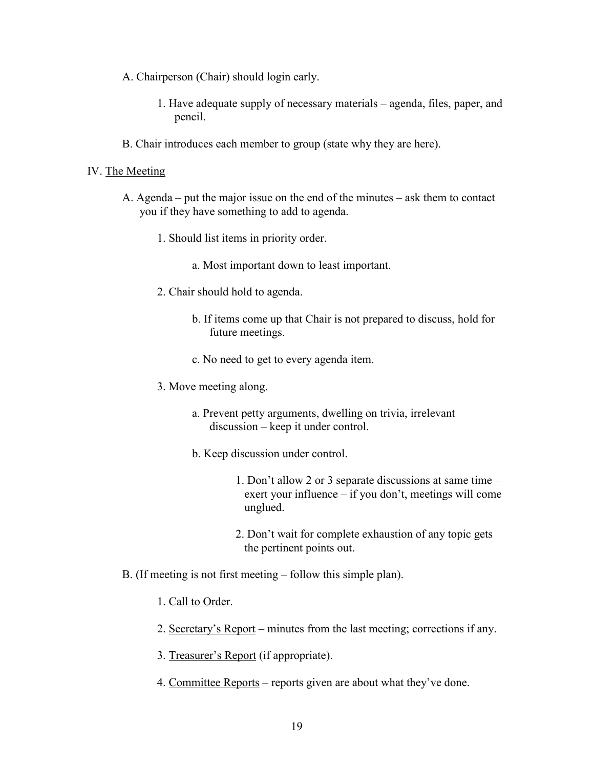A. Chairperson (Chair) should login early.

1. Have adequate supply of necessary materials – agenda, files, paper, and pencil.

B. Chair introduces each member to group (state why they are here).

IV. <u>The Meeting</u>

A. Agenda – put the major issue on the end of the minutes – ask them to contact you if they have something to add to agenda.

1. Should list items in priority order.

a. Most important down to least important.

2. Chair should hold to agenda.

b. If items come up that Chair is not prepared to discuss, hold for future meetings.

c. No need to get to every agenda item.

3. Move meeting along.

a. Prevent petty arguments, dwelling on trivia, irrelevant discussion – keep it under control.

b. Keep discussion under control.

1. Don't allow 2 or 3 separate discussions at same time – exert your influence – if you don't, meetings will come unglued.

2. Don't wait for complete exhaustion of any topic gets the pertinent points out.

B. (If meeting is not first meeting – follow this simple plan).

1. <u>Call to Order</u>.

2. <u>Secretary's Report</u> – minutes from the last meeting; corrections if any.

3. <u>Treasurer's Report</u> (if appropriate).

4. <u>Committee Reports</u> – reports given are about what they've done.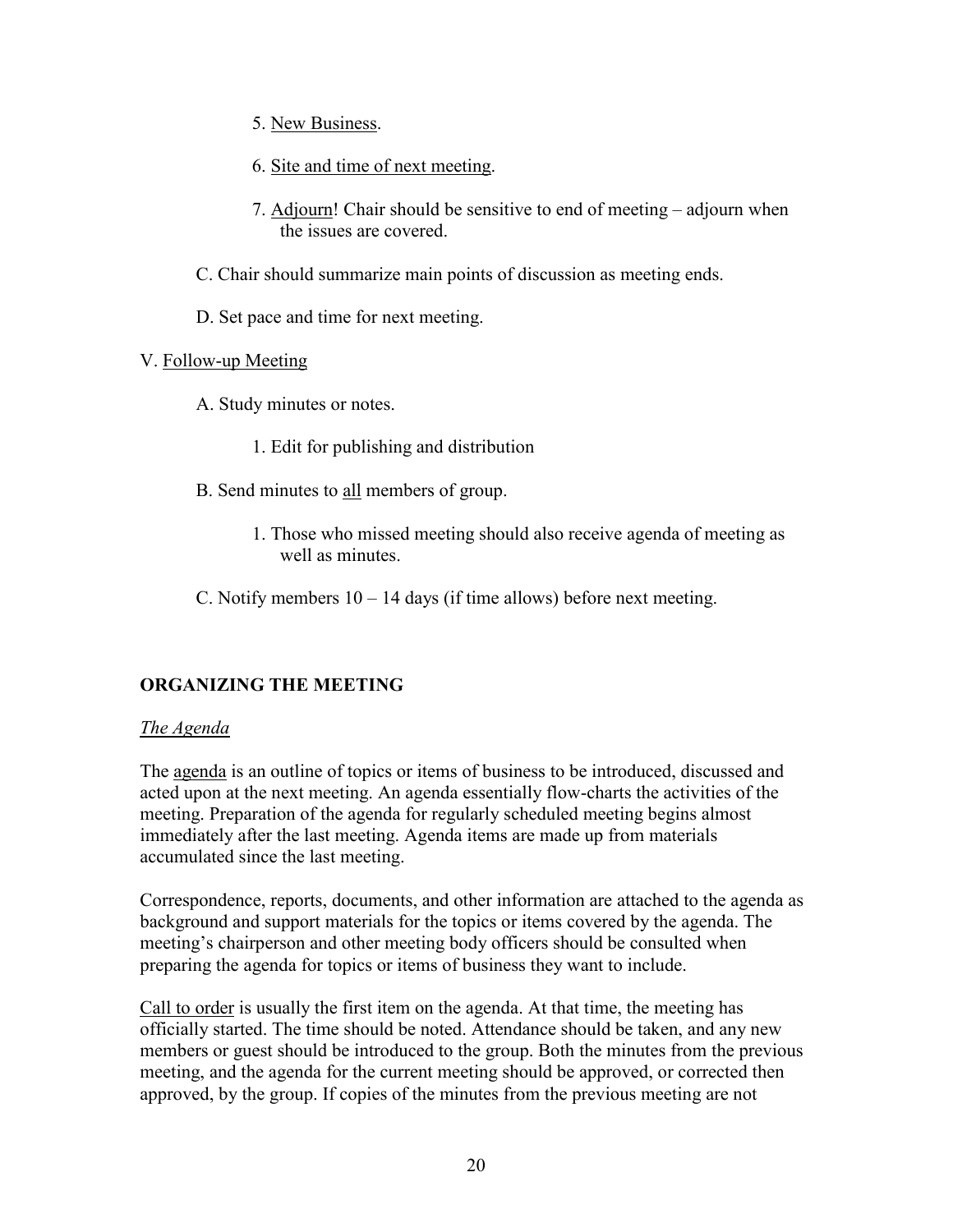5. <u>New Business</u>.

6. <u>Site and time of next meeting</u>.

7. <u>Adjourn</u>! Chair should be sensitive to end of meeting – adjourn when the issues are covered.

C. Chair should summarize main points of discussion as meeting ends.

D. Set pace and time for next meeting.

V. <u>Follow-up Meeting</u>

A. Study minutes or notes.

1. Edit for publishing and distribution

B. Send minutes to <u>all</u> members of group.

1. Those who missed meeting should also receive agenda of meeting as well as minutes.

C. Notify members 10 – 14 days (if time allows) before next meeting.

## ORGANIZING THE MEETING

*<u>The Agenda</u>*

The <u>agenda</u> is an outline of topics or items of business to be introduced, discussed and acted upon at the next meeting. An agenda essentially flow-charts the activities of the meeting. Preparation of the agenda for regularly scheduled meeting begins almost immediately after the last meeting. Agenda items are made up from materials accumulated since the last meeting.

Correspondence, reports, documents, and other information are attached to the agenda as background and support materials for the topics or items covered by the agenda. The meeting's chairperson and other meeting body officers should be consulted when preparing the agenda for topics or items of business they want to include.

<u>Call to order</u> is usually the first item on the agenda. At that time, the meeting has officially started. The time should be noted. Attendance should be taken, and any new members or guest should be introduced to the group. Both the minutes from the previous meeting, and the agenda for the current meeting should be approved, or corrected then approved, by the group. If copies of the minutes from the previous meeting are not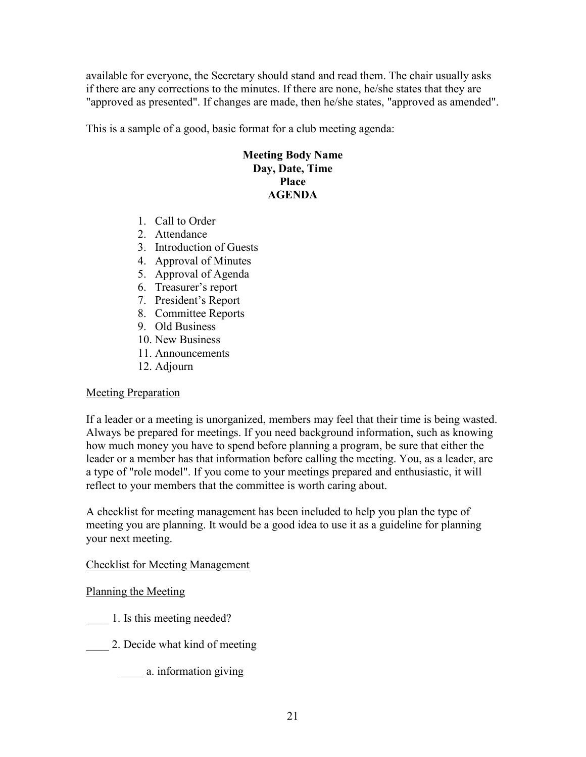available for everyone, the Secretary should stand and read them. The chair usually asks if there are any corrections to the minutes. If there are none, he/she states that they are "approved as presented". If changes are made, then he/she states, "approved as amended".

This is a sample of a good, basic format for a club meeting agenda:

<div align="center">

**Meeting Body Name**
**Day, Date, Time**
**Place**
**AGENDA**

</div>

1. Call to Order
2. Attendance
3. Introduction of Guests
4. Approval of Minutes
5. Approval of Agenda
6. Treasurer's report
7. President's Report
8. Committee Reports
9. Old Business
10. New Business
11. Announcements
12. Adjourn

<u>Meeting Preparation</u>

If a leader or a meeting is unorganized, members may feel that their time is being wasted. Always be prepared for meetings. If you need background information, such as knowing how much money you have to spend before planning a program, be sure that either the leader or a member has that information before calling the meeting. You, as a leader, are a type of "role model". If you come to your meetings prepared and enthusiastic, it will reflect to your members that the committee is worth caring about.

A checklist for meeting management has been included to help you plan the type of meeting you are planning. It would be a good idea to use it as a guideline for planning your next meeting.

<u>Checklist for Meeting Management</u>

<u>Planning the Meeting</u>

____ 1. Is this meeting needed?

____ 2. Decide what kind of meeting

    ____ a. information giving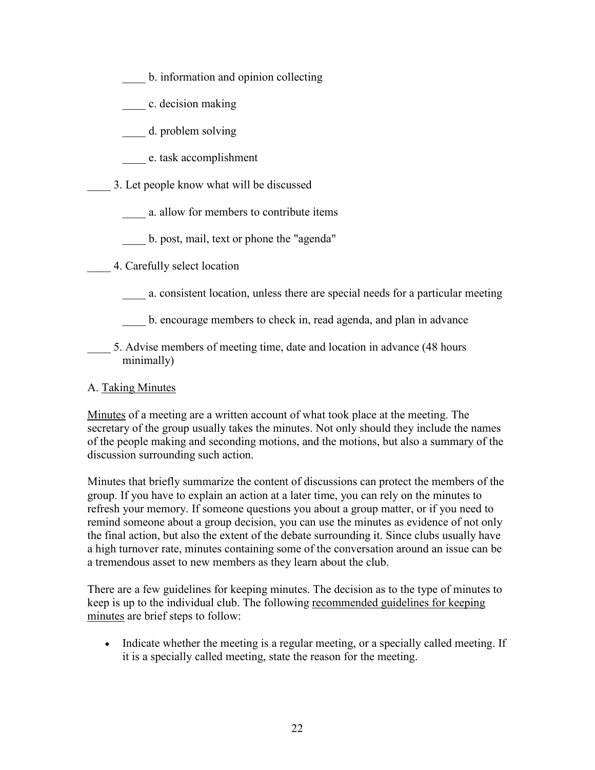____ b. information and opinion collecting

____ c. decision making

____ d. problem solving

____ e. task accomplishment

____ 3. Let people know what will be discussed

____ a. allow for members to contribute items

____ b. post, mail, text or phone the "agenda"

____ 4. Carefully select location

____ a. consistent location, unless there are special needs for a particular meeting

____ b. encourage members to check in, read agenda, and plan in advance

____ 5. Advise members of meeting time, date and location in advance (48 hours minimally)

A. <u>Taking Minutes</u>

<u>Minutes</u> of a meeting are a written account of what took place at the meeting. The secretary of the group usually takes the minutes. Not only should they include the names of the people making and seconding motions, and the motions, but also a summary of the discussion surrounding such action.

Minutes that briefly summarize the content of discussions can protect the members of the group. If you have to explain an action at a later time, you can rely on the minutes to refresh your memory. If someone questions you about a group matter, or if you need to remind someone about a group decision, you can use the minutes as evidence of not only the final action, but also the extent of the debate surrounding it. Since clubs usually have a high turnover rate, minutes containing some of the conversation around an issue can be a tremendous asset to new members as they learn about the club.

There are a few guidelines for keeping minutes. The decision as to the type of minutes to keep is up to the individual club. The following <u>recommended guidelines for keeping minutes</u> are brief steps to follow:

- Indicate whether the meeting is a regular meeting, or a specially called meeting. If it is a specially called meeting, state the reason for the meeting.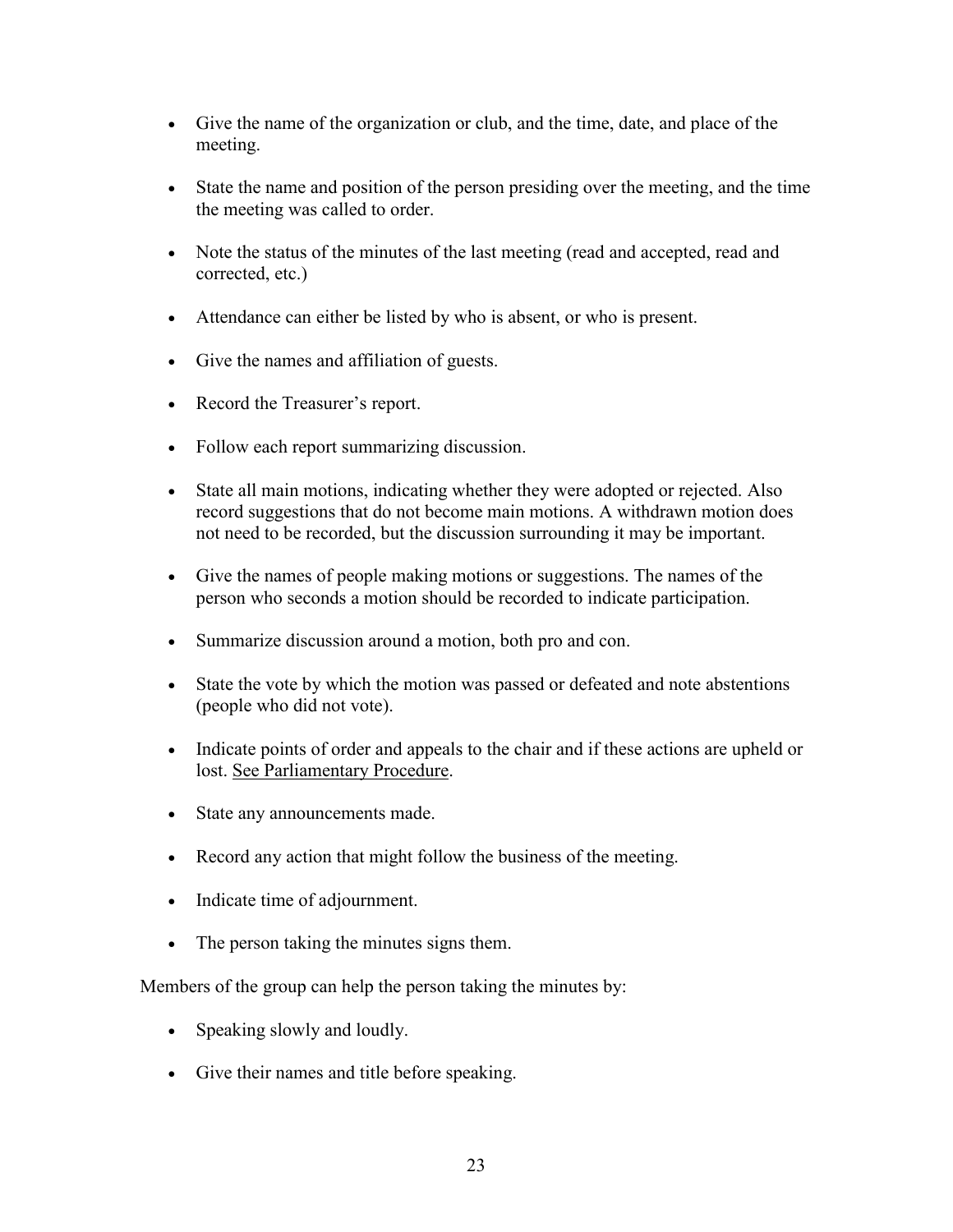- Give the name of the organization or club, and the time, date, and place of the meeting.
- State the name and position of the person presiding over the meeting, and the time the meeting was called to order.
- Note the status of the minutes of the last meeting (read and accepted, read and corrected, etc.)
- Attendance can either be listed by who is absent, or who is present.
- Give the names and affiliation of guests.
- Record the Treasurer's report.
- Follow each report summarizing discussion.
- State all main motions, indicating whether they were adopted or rejected. Also record suggestions that do not become main motions. A withdrawn motion does not need to be recorded, but the discussion surrounding it may be important.
- Give the names of people making motions or suggestions. The names of the person who seconds a motion should be recorded to indicate participation.
- Summarize discussion around a motion, both pro and con.
- State the vote by which the motion was passed or defeated and note abstentions (people who did not vote).
- Indicate points of order and appeals to the chair and if these actions are upheld or lost. See Parliamentary Procedure.
- State any announcements made.
- Record any action that might follow the business of the meeting.
- Indicate time of adjournment.
- The person taking the minutes signs them.

Members of the group can help the person taking the minutes by:

- Speaking slowly and loudly.
- Give their names and title before speaking.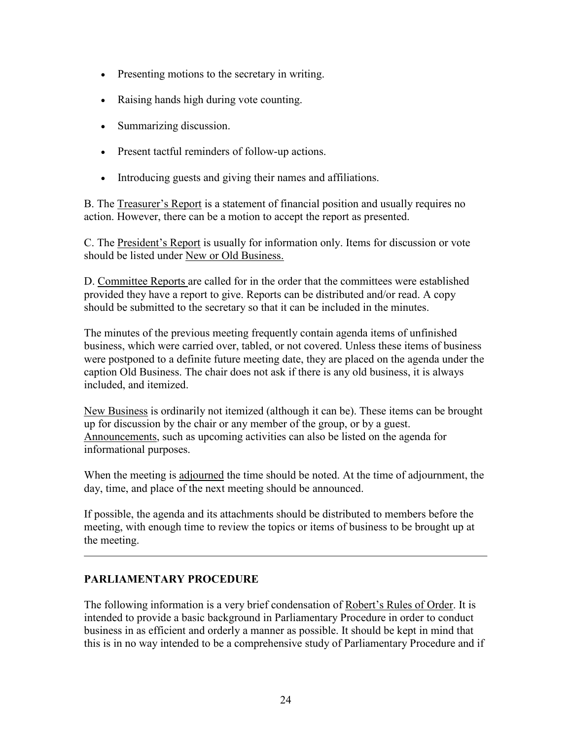- Presenting motions to the secretary in writing.
- Raising hands high during vote counting.
- Summarizing discussion.
- Present tactful reminders of follow-up actions.
- Introducing guests and giving their names and affiliations.

B. The Treasurer's Report is a statement of financial position and usually requires no action. However, there can be a motion to accept the report as presented.

C. The President's Report is usually for information only. Items for discussion or vote should be listed under New or Old Business.

D. Committee Reports are called for in the order that the committees were established provided they have a report to give. Reports can be distributed and/or read. A copy should be submitted to the secretary so that it can be included in the minutes.

The minutes of the previous meeting frequently contain agenda items of unfinished business, which were carried over, tabled, or not covered. Unless these items of business were postponed to a definite future meeting date, they are placed on the agenda under the caption Old Business. The chair does not ask if there is any old business, it is always included, and itemized.

New Business is ordinarily not itemized (although it can be). These items can be brought up for discussion by the chair or any member of the group, or by a guest. Announcements, such as upcoming activities can also be listed on the agenda for informational purposes.

When the meeting is adjourned the time should be noted. At the time of adjournment, the day, time, and place of the next meeting should be announced.

If possible, the agenda and its attachments should be distributed to members before the meeting, with enough time to review the topics or items of business to be brought up at the meeting.

---

## PARLIAMENTARY PROCEDURE

The following information is a very brief condensation of Robert's Rules of Order. It is intended to provide a basic background in Parliamentary Procedure in order to conduct business in as efficient and orderly a manner as possible. It should be kept in mind that this is in no way intended to be a comprehensive study of Parliamentary Procedure and if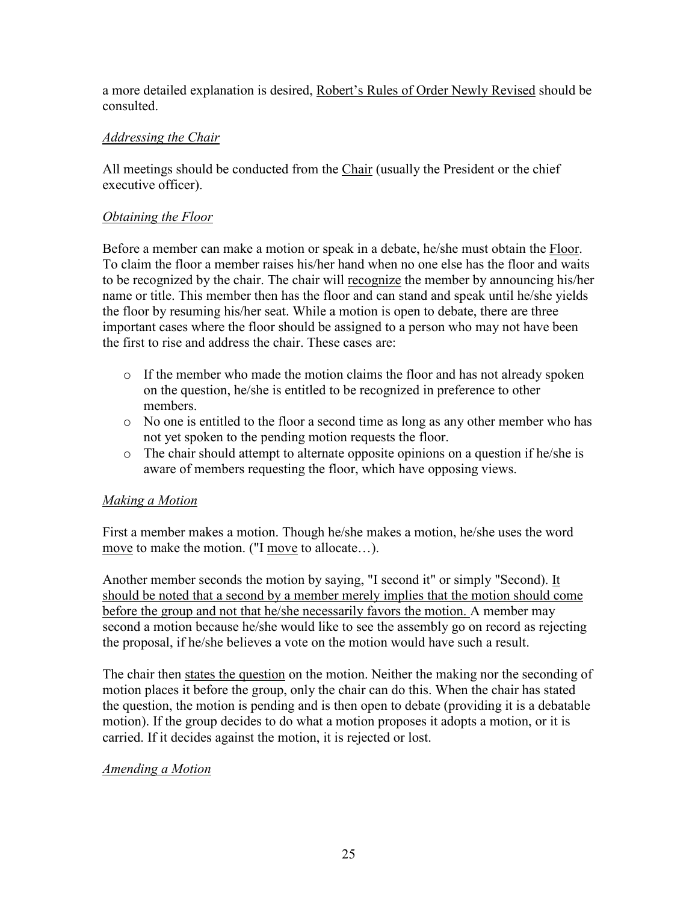a more detailed explanation is desired, Robert's Rules of Order Newly Revised should be consulted.

*Addressing the Chair*

All meetings should be conducted from the Chair (usually the President or the chief executive officer).

*Obtaining the Floor*

Before a member can make a motion or speak in a debate, he/she must obtain the Floor. To claim the floor a member raises his/her hand when no one else has the floor and waits to be recognized by the chair. The chair will recognize the member by announcing his/her name or title. This member then has the floor and can stand and speak until he/she yields the floor by resuming his/her seat. While a motion is open to debate, there are three important cases where the floor should be assigned to a person who may not have been the first to rise and address the chair. These cases are:

- If the member who made the motion claims the floor and has not already spoken on the question, he/she is entitled to be recognized in preference to other members.
- No one is entitled to the floor a second time as long as any other member who has not yet spoken to the pending motion requests the floor.
- The chair should attempt to alternate opposite opinions on a question if he/she is aware of members requesting the floor, which have opposing views.

*Making a Motion*

First a member makes a motion. Though he/she makes a motion, he/she uses the word move to make the motion. ("I move to allocate…).

Another member seconds the motion by saying, "I second it" or simply "Second). It should be noted that a second by a member merely implies that the motion should come before the group and not that he/she necessarily favors the motion. A member may second a motion because he/she would like to see the assembly go on record as rejecting the proposal, if he/she believes a vote on the motion would have such a result.

The chair then states the question on the motion. Neither the making nor the seconding of motion places it before the group, only the chair can do this. When the chair has stated the question, the motion is pending and is then open to debate (providing it is a debatable motion). If the group decides to do what a motion proposes it adopts a motion, or it is carried. If it decides against the motion, it is rejected or lost.

*Amending a Motion*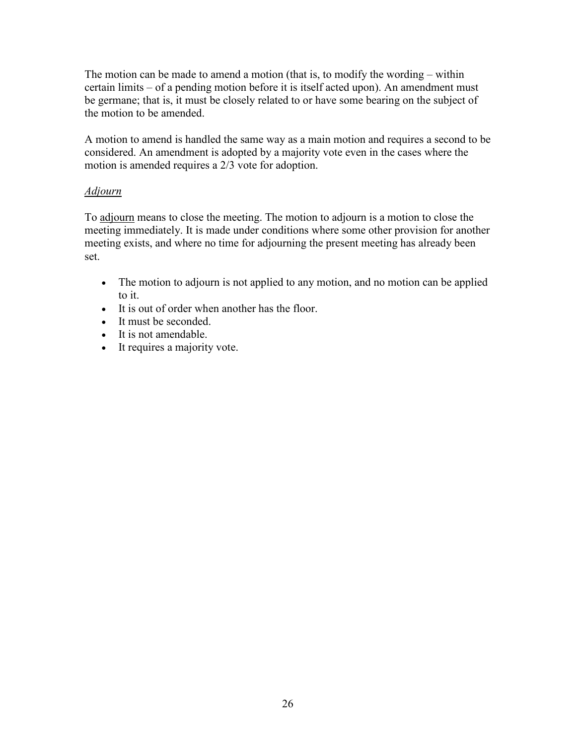The motion can be made to amend a motion (that is, to modify the wording – within certain limits – of a pending motion before it is itself acted upon). An amendment must be germane; that is, it must be closely related to or have some bearing on the subject of the motion to be amended.

A motion to amend is handled the same way as a main motion and requires a second to be considered. An amendment is adopted by a majority vote even in the cases where the motion is amended requires a 2/3 vote for adoption.

### *Adjourn*

To adjourn means to close the meeting. The motion to adjourn is a motion to close the meeting immediately. It is made under conditions where some other provision for another meeting exists, and where no time for adjourning the present meeting has already been set.

- The motion to adjourn is not applied to any motion, and no motion can be applied to it.
- It is out of order when another has the floor.
- It must be seconded.
- It is not amendable.
- It requires a majority vote.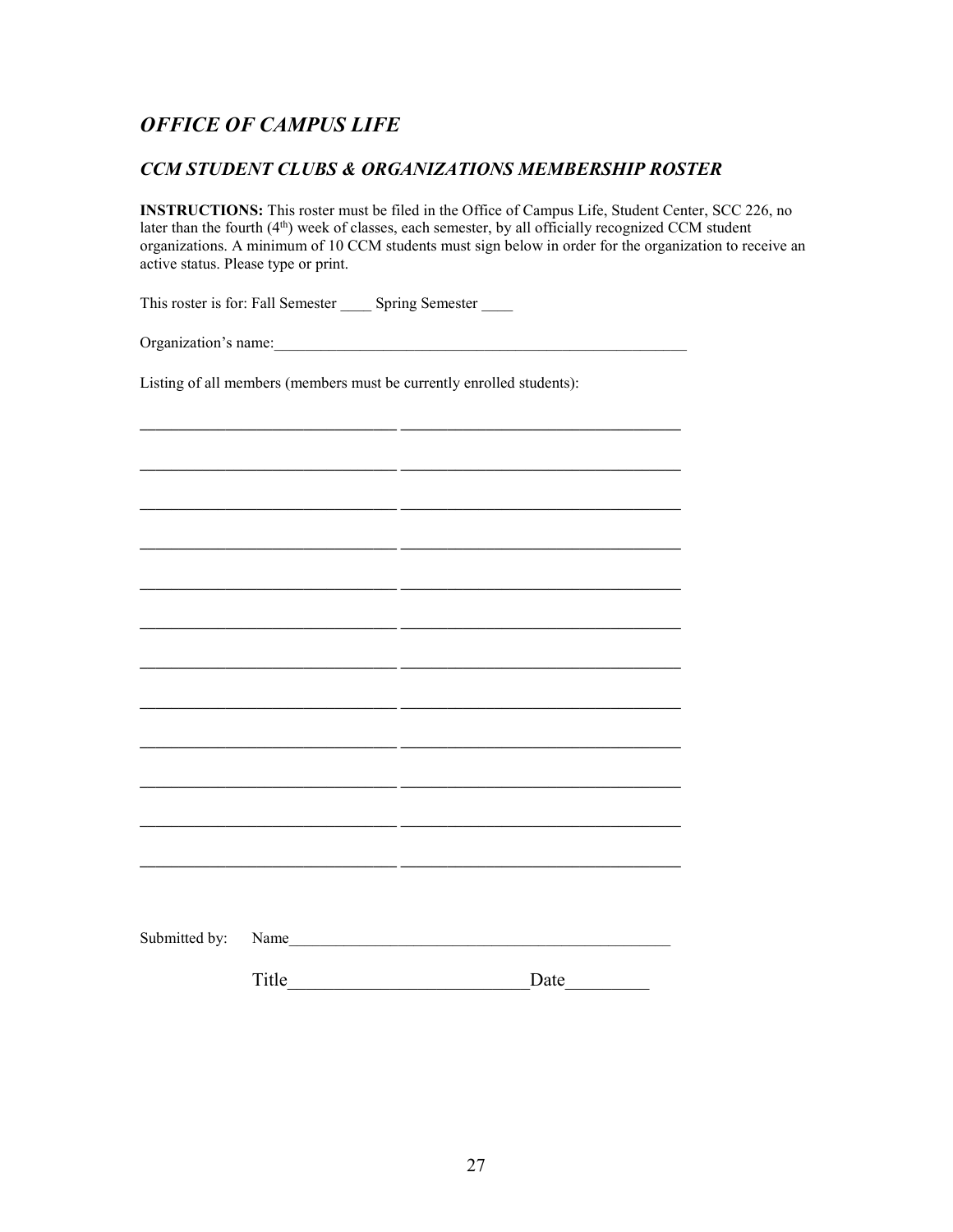## *OFFICE OF CAMPUS LIFE*

### *CCM STUDENT CLUBS & ORGANIZATIONS MEMBERSHIP ROSTER*

**INSTRUCTIONS:** This roster must be filed in the Office of Campus Life, Student Center, SCC 226, no later than the fourth (4th) week of classes, each semester, by all officially recognized CCM student organizations. A minimum of 10 CCM students must sign below in order for the organization to receive an active status. Please type or print.

This roster is for: Fall Semester ____ Spring Semester ____

Organization's name:_______________________________________________________

Listing of all members (members must be currently enrolled students):

_______________________________ _________________________________

_______________________________ _________________________________

_______________________________ _________________________________

_______________________________ _________________________________

_______________________________ _________________________________

_______________________________ _________________________________

_______________________________ _________________________________

_______________________________ _________________________________

_______________________________ _________________________________

_______________________________ _________________________________

_______________________________ _________________________________

_______________________________ _________________________________

Submitted by: Name_________________________________________________

Title__________________________Date_________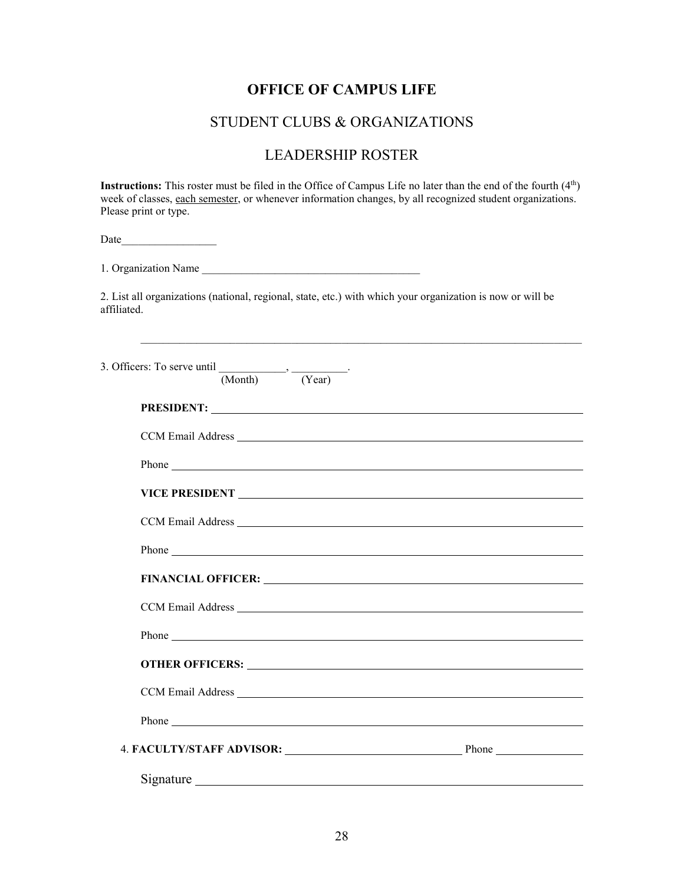# OFFICE OF CAMPUS LIFE

## STUDENT CLUBS & ORGANIZATIONS

## LEADERSHIP ROSTER

**Instructions:** This roster must be filed in the Office of Campus Life no later than the end of the fourth (4th) week of classes, each semester, or whenever information changes, by all recognized student organizations. Please print or type.

Date_________________

1. Organization Name _______________________________________

2. List all organizations (national, regional, state, etc.) with which your organization is now or will be affiliated.

_______________________________________________________________________________

3. Officers: To serve until ____________, __________.
(Month) (Year)

**PRESIDENT:** ____________________________________________________________

CCM Email Address ________________________________________________________

Phone ____________________________________________________________________

**VICE PRESIDENT** ________________________________________________________

CCM Email Address ________________________________________________________

Phone ____________________________________________________________________

**FINANCIAL OFFICER:** ____________________________________________________

CCM Email Address ________________________________________________________

Phone ____________________________________________________________________

**OTHER OFFICERS:** _______________________________________________________

CCM Email Address ________________________________________________________

Phone ____________________________________________________________________

4. **FACULTY/STAFF ADVISOR:** ______________________________ Phone _______________

Signature _________________________________________________________________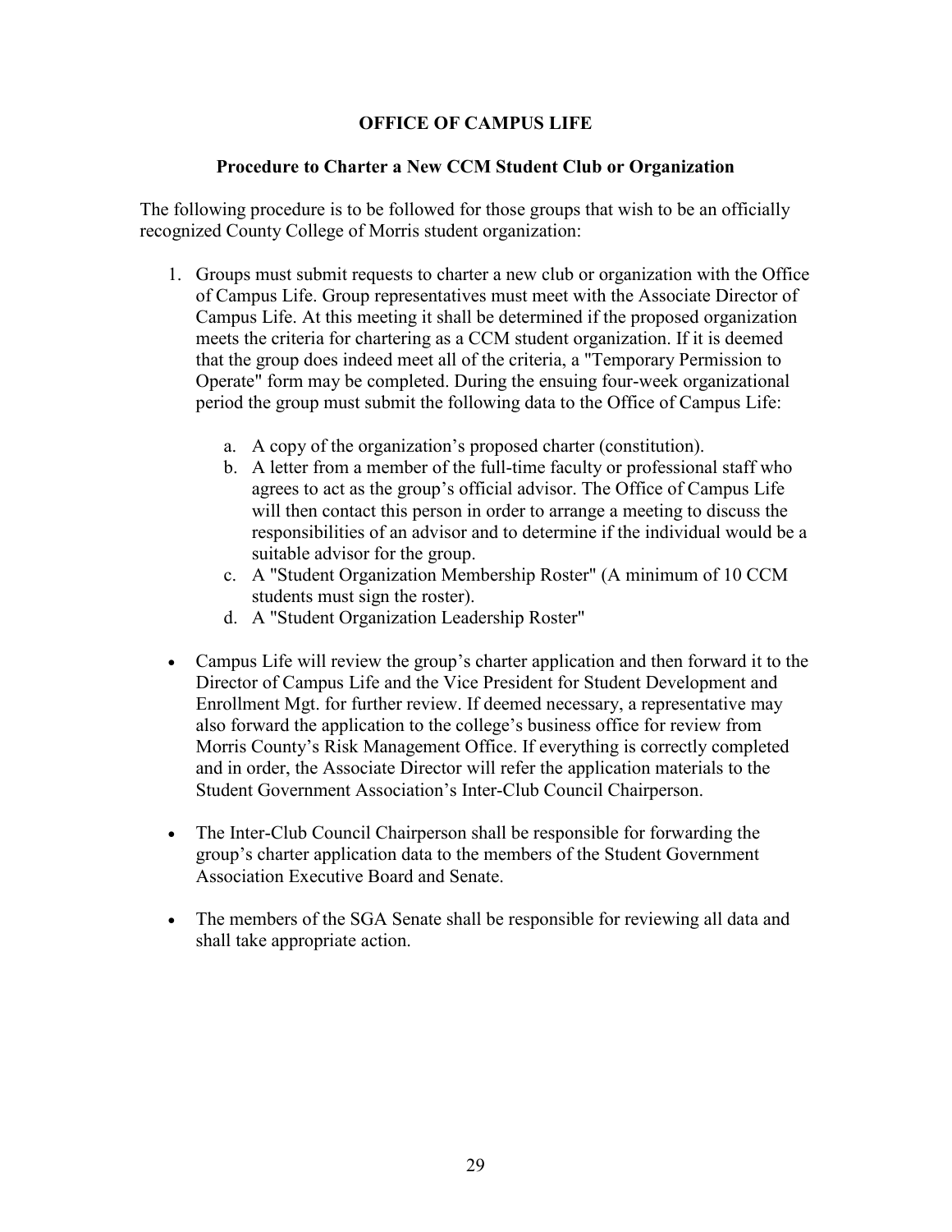## OFFICE OF CAMPUS LIFE

### Procedure to Charter a New CCM Student Club or Organization

The following procedure is to be followed for those groups that wish to be an officially recognized County College of Morris student organization:

1. Groups must submit requests to charter a new club or organization with the Office of Campus Life. Group representatives must meet with the Associate Director of Campus Life. At this meeting it shall be determined if the proposed organization meets the criteria for chartering as a CCM student organization. If it is deemed that the group does indeed meet all of the criteria, a "Temporary Permission to Operate" form may be completed. During the ensuing four-week organizational period the group must submit the following data to the Office of Campus Life:

    a. A copy of the organization's proposed charter (constitution).
    b. A letter from a member of the full-time faculty or professional staff who agrees to act as the group's official advisor. The Office of Campus Life will then contact this person in order to arrange a meeting to discuss the responsibilities of an advisor and to determine if the individual would be a suitable advisor for the group.
    c. A "Student Organization Membership Roster" (A minimum of 10 CCM students must sign the roster).
    d. A "Student Organization Leadership Roster"

- Campus Life will review the group's charter application and then forward it to the Director of Campus Life and the Vice President for Student Development and Enrollment Mgt. for further review. If deemed necessary, a representative may also forward the application to the college's business office for review from Morris County's Risk Management Office. If everything is correctly completed and in order, the Associate Director will refer the application materials to the Student Government Association's Inter-Club Council Chairperson.

- The Inter-Club Council Chairperson shall be responsible for forwarding the group's charter application data to the members of the Student Government Association Executive Board and Senate.

- The members of the SGA Senate shall be responsible for reviewing all data and shall take appropriate action.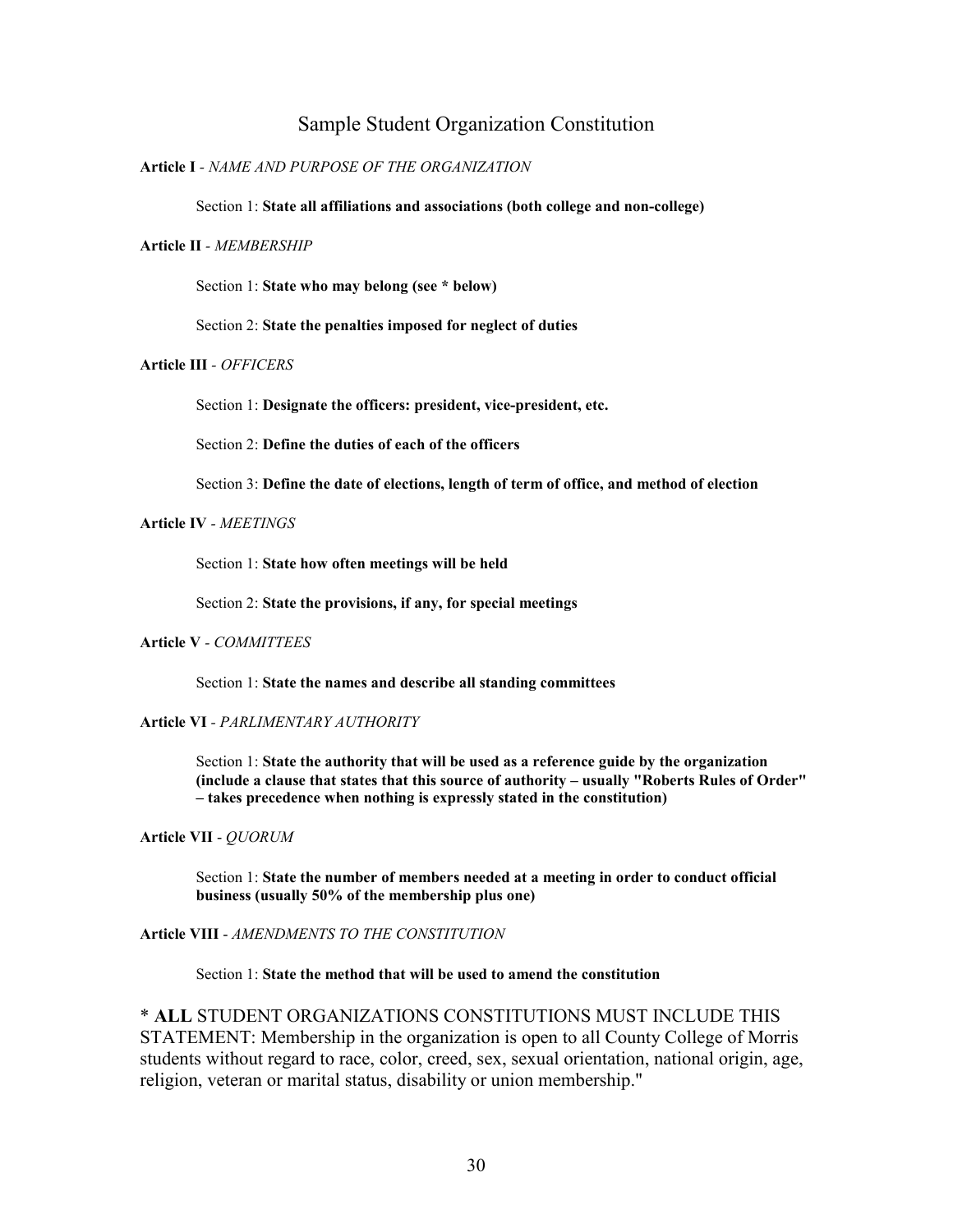# Sample Student Organization Constitution

**Article I** - *NAME AND PURPOSE OF THE ORGANIZATION*

Section 1: **State all affiliations and associations (both college and non-college)**

**Article II** - *MEMBERSHIP*

Section 1: **State who may belong (see * below)**

Section 2: **State the penalties imposed for neglect of duties**

**Article III** - *OFFICERS*

Section 1: **Designate the officers: president, vice-president, etc.**

Section 2: **Define the duties of each of the officers**

Section 3: **Define the date of elections, length of term of office, and method of election**

**Article IV** - *MEETINGS*

Section 1: **State how often meetings will be held**

Section 2: **State the provisions, if any, for special meetings**

**Article V** - *COMMITTEES*

Section 1: **State the names and describe all standing committees**

**Article VI** - *PARLIMENTARY AUTHORITY*

Section 1: **State the authority that will be used as a reference guide by the organization (include a clause that states that this source of authority – usually "Roberts Rules of Order" – takes precedence when nothing is expressly stated in the constitution)**

**Article VII** - *QUORUM*

Section 1: **State the number of members needed at a meeting in order to conduct official business (usually 50% of the membership plus one)**

**Article VIII** - *AMENDMENTS TO THE CONSTITUTION*

Section 1: **State the method that will be used to amend the constitution**

* **ALL** STUDENT ORGANIZATIONS CONSTITUTIONS MUST INCLUDE THIS STATEMENT: Membership in the organization is open to all County College of Morris students without regard to race, color, creed, sex, sexual orientation, national origin, age, religion, veteran or marital status, disability or union membership."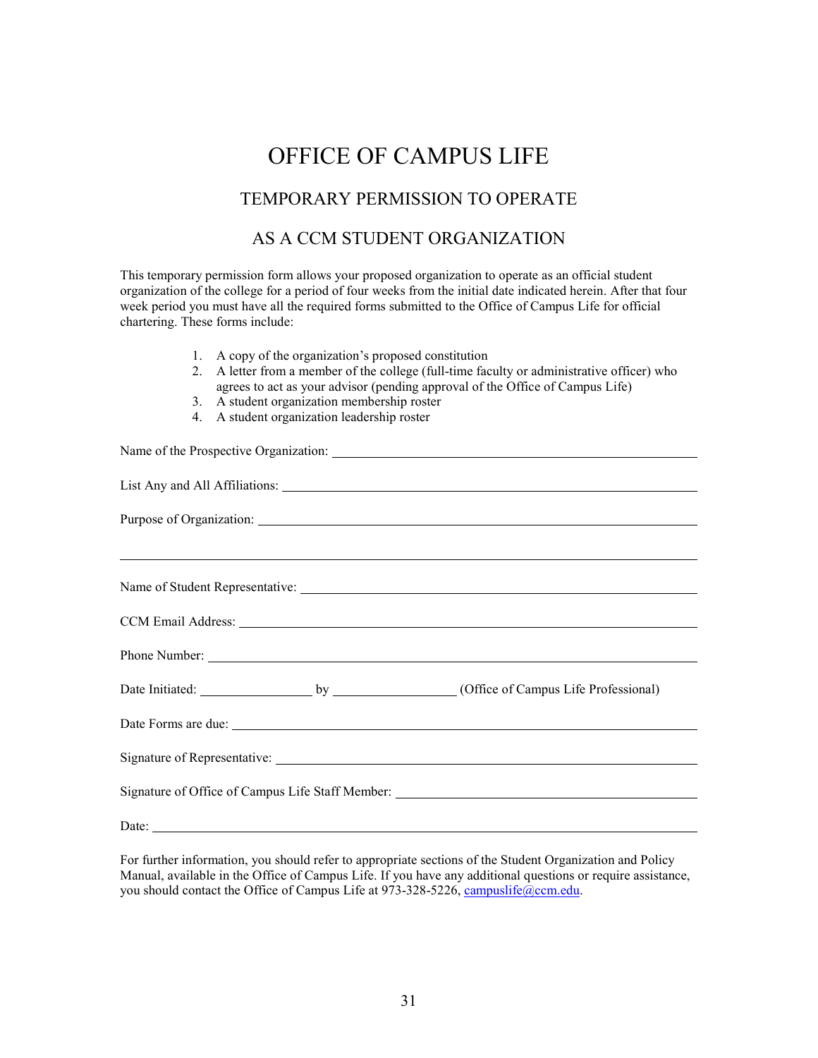# OFFICE OF CAMPUS LIFE

## TEMPORARY PERMISSION TO OPERATE

## AS A CCM STUDENT ORGANIZATION

This temporary permission form allows your proposed organization to operate as an official student organization of the college for a period of four weeks from the initial date indicated herein. After that four week period you must have all the required forms submitted to the Office of Campus Life for official chartering. These forms include:

1. A copy of the organization's proposed constitution
2. A letter from a member of the college (full-time faculty or administrative officer) who agrees to act as your advisor (pending approval of the Office of Campus Life)
3. A student organization membership roster
4. A student organization leadership roster

Name of the Prospective Organization: ______________________________________________

List Any and All Affiliations: ______________________________________________

Purpose of Organization: ______________________________________________

______________________________________________________________________

Name of Student Representative: ______________________________________________

CCM Email Address: ______________________________________________

Phone Number: ______________________________________________

Date Initiated: ______________ by ________________ (Office of Campus Life Professional)

Date Forms are due: ______________________________________________

Signature of Representative: ______________________________________________

Signature of Office of Campus Life Staff Member: ______________________________________

Date: ______________________________________________

For further information, you should refer to appropriate sections of the Student Organization and Policy Manual, available in the Office of Campus Life. If you have any additional questions or require assistance, you should contact the Office of Campus Life at 973-328-5226, campuslife@ccm.edu.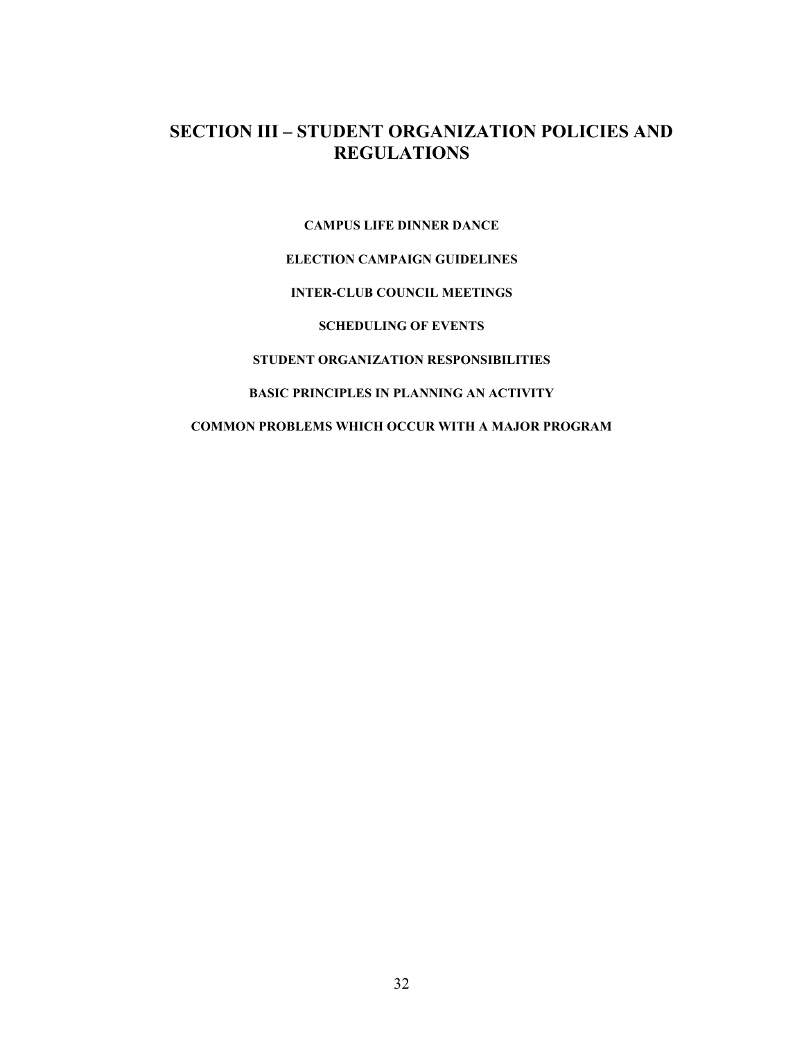# SECTION III – STUDENT ORGANIZATION POLICIES AND REGULATIONS

**CAMPUS LIFE DINNER DANCE**

**ELECTION CAMPAIGN GUIDELINES**

**INTER-CLUB COUNCIL MEETINGS**

**SCHEDULING OF EVENTS**

**STUDENT ORGANIZATION RESPONSIBILITIES**

**BASIC PRINCIPLES IN PLANNING AN ACTIVITY**

**COMMON PROBLEMS WHICH OCCUR WITH A MAJOR PROGRAM**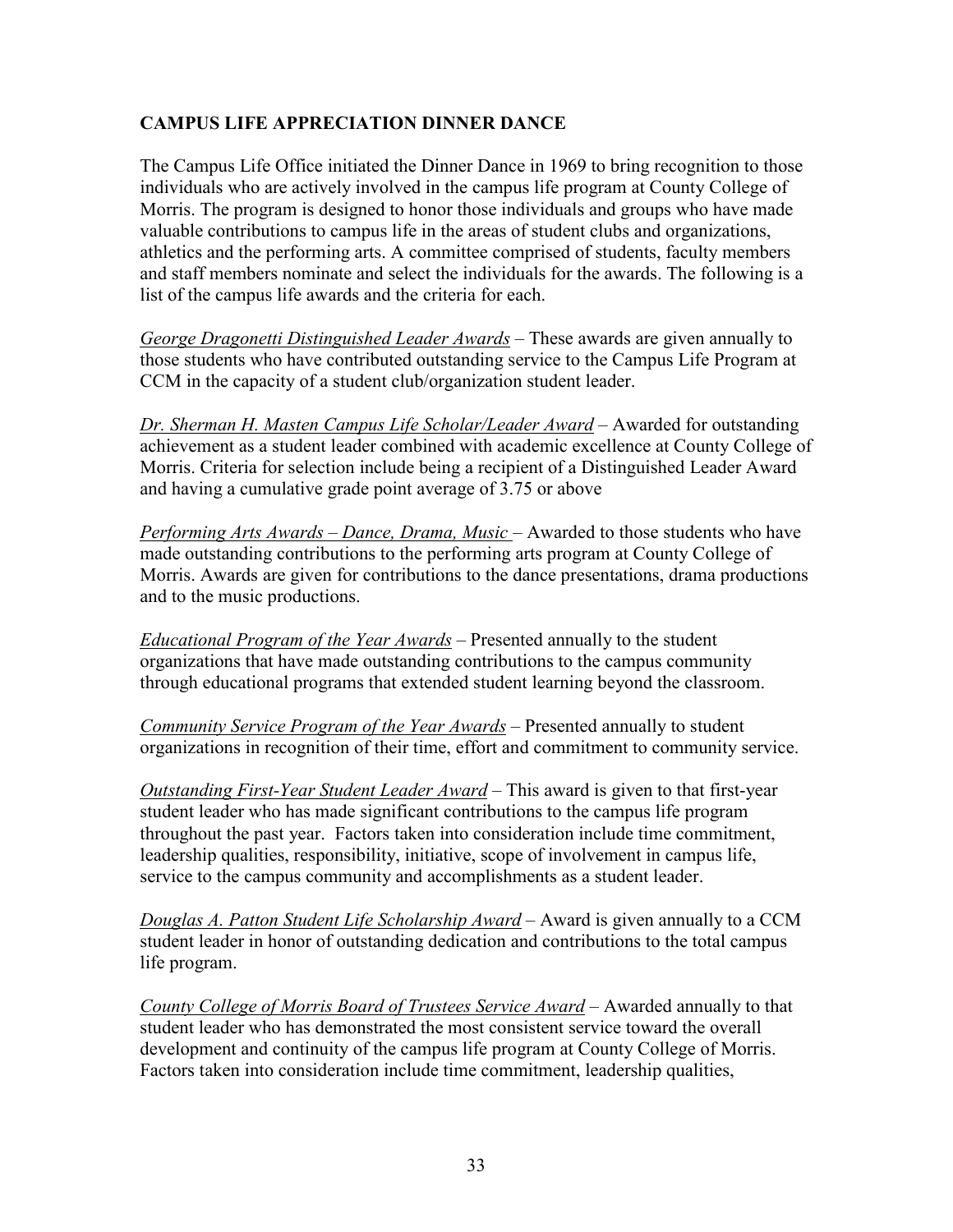## CAMPUS LIFE APPRECIATION DINNER DANCE

The Campus Life Office initiated the Dinner Dance in 1969 to bring recognition to those individuals who are actively involved in the campus life program at County College of Morris. The program is designed to honor those individuals and groups who have made valuable contributions to campus life in the areas of student clubs and organizations, athletics and the performing arts. A committee comprised of students, faculty members and staff members nominate and select the individuals for the awards. The following is a list of the campus life awards and the criteria for each.

*George Dragonetti Distinguished Leader Awards* – These awards are given annually to those students who have contributed outstanding service to the Campus Life Program at CCM in the capacity of a student club/organization student leader.

*Dr. Sherman H. Masten Campus Life Scholar/Leader Award* – Awarded for outstanding achievement as a student leader combined with academic excellence at County College of Morris. Criteria for selection include being a recipient of a Distinguished Leader Award and having a cumulative grade point average of 3.75 or above

*Performing Arts Awards – Dance, Drama, Music* – Awarded to those students who have made outstanding contributions to the performing arts program at County College of Morris. Awards are given for contributions to the dance presentations, drama productions and to the music productions.

*Educational Program of the Year Awards* – Presented annually to the student organizations that have made outstanding contributions to the campus community through educational programs that extended student learning beyond the classroom.

*Community Service Program of the Year Awards* – Presented annually to student organizations in recognition of their time, effort and commitment to community service.

*Outstanding First-Year Student Leader Award* – This award is given to that first-year student leader who has made significant contributions to the campus life program throughout the past year. Factors taken into consideration include time commitment, leadership qualities, responsibility, initiative, scope of involvement in campus life, service to the campus community and accomplishments as a student leader.

*Douglas A. Patton Student Life Scholarship Award* – Award is given annually to a CCM student leader in honor of outstanding dedication and contributions to the total campus life program.

*County College of Morris Board of Trustees Service Award* – Awarded annually to that student leader who has demonstrated the most consistent service toward the overall development and continuity of the campus life program at County College of Morris. Factors taken into consideration include time commitment, leadership qualities,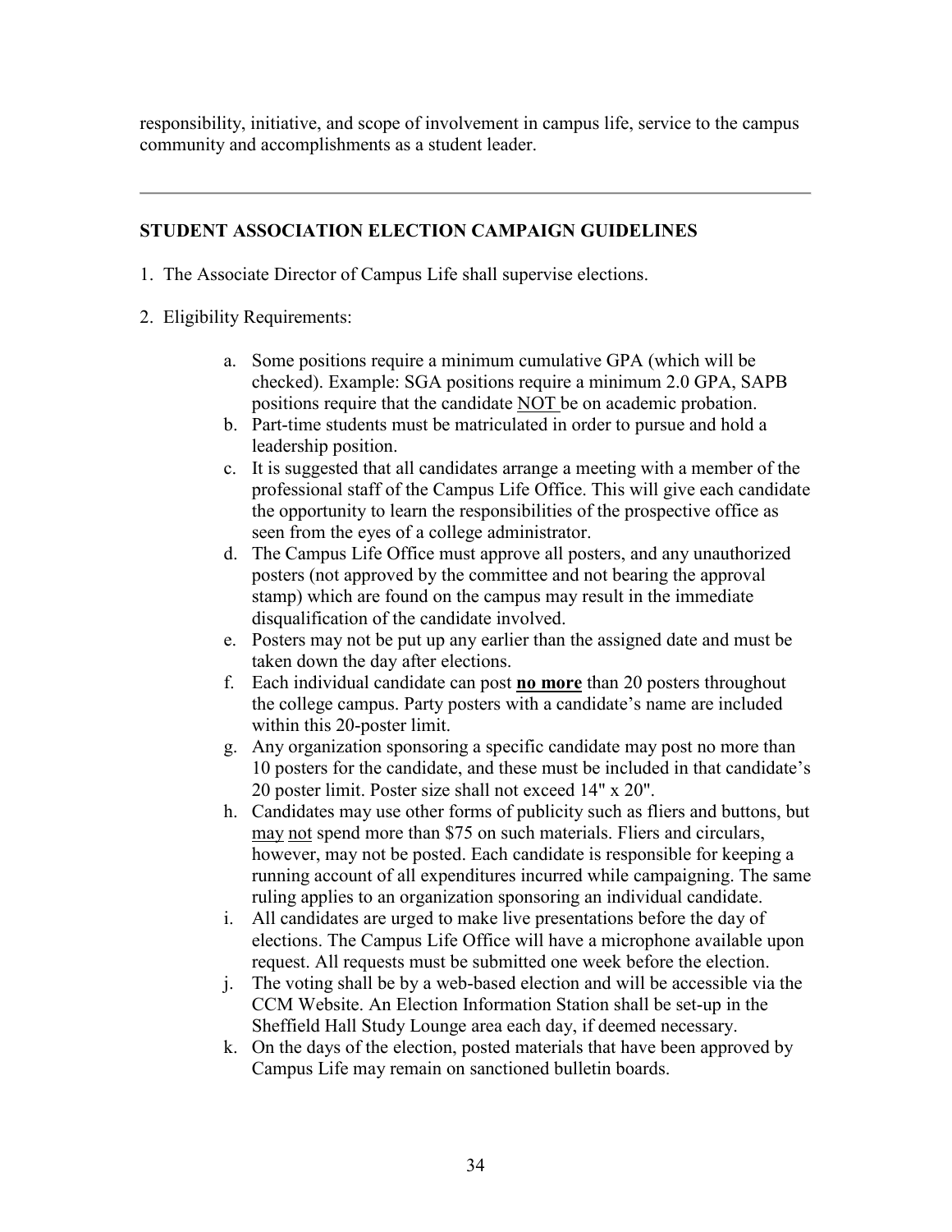responsibility, initiative, and scope of involvement in campus life, service to the campus community and accomplishments as a student leader.

---

### STUDENT ASSOCIATION ELECTION CAMPAIGN GUIDELINES

1. The Associate Director of Campus Life shall supervise elections.

2. Eligibility Requirements:

   a. Some positions require a minimum cumulative GPA (which will be checked). Example: SGA positions require a minimum 2.0 GPA, SAPB positions require that the candidate <u>NOT</u> be on academic probation.
   
   b. Part-time students must be matriculated in order to pursue and hold a leadership position.
   
   c. It is suggested that all candidates arrange a meeting with a member of the professional staff of the Campus Life Office. This will give each candidate the opportunity to learn the responsibilities of the prospective office as seen from the eyes of a college administrator.
   
   d. The Campus Life Office must approve all posters, and any unauthorized posters (not approved by the committee and not bearing the approval stamp) which are found on the campus may result in the immediate disqualification of the candidate involved.
   
   e. Posters may not be put up any earlier than the assigned date and must be taken down the day after elections.
   
   f. Each individual candidate can post **<u>no more</u>** than 20 posters throughout the college campus. Party posters with a candidate's name are included within this 20-poster limit.
   
   g. Any organization sponsoring a specific candidate may post no more than 10 posters for the candidate, and these must be included in that candidate's 20 poster limit. Poster size shall not exceed 14" x 20".
   
   h. Candidates may use other forms of publicity such as fliers and buttons, but <u>may</u> <u>not</u> spend more than $75 on such materials. Fliers and circulars, however, may not be posted. Each candidate is responsible for keeping a running account of all expenditures incurred while campaigning. The same ruling applies to an organization sponsoring an individual candidate.
   
   i. All candidates are urged to make live presentations before the day of elections. The Campus Life Office will have a microphone available upon request. All requests must be submitted one week before the election.
   
   j. The voting shall be by a web-based election and will be accessible via the CCM Website. An Election Information Station shall be set-up in the Sheffield Hall Study Lounge area each day, if deemed necessary.
   
   k. On the days of the election, posted materials that have been approved by Campus Life may remain on sanctioned bulletin boards.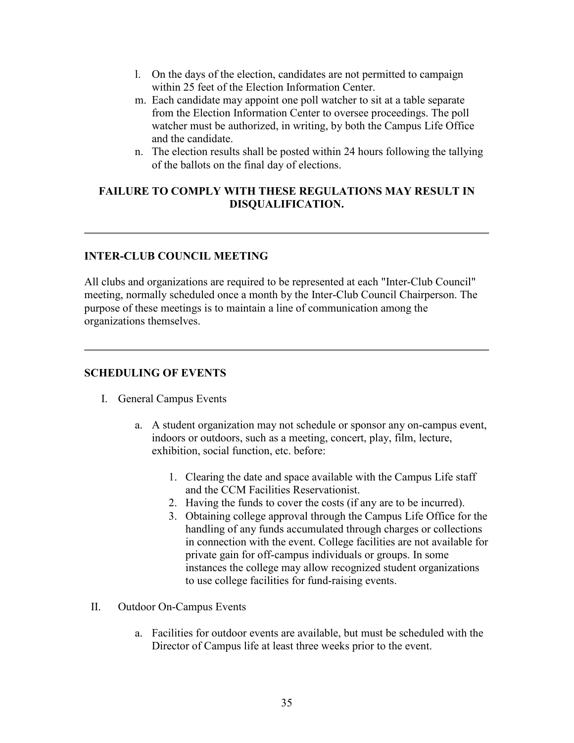l. On the days of the election, candidates are not permitted to campaign within 25 feet of the Election Information Center.
m. Each candidate may appoint one poll watcher to sit at a table separate from the Election Information Center to oversee proceedings. The poll watcher must be authorized, in writing, by both the Campus Life Office and the candidate.
n. The election results shall be posted within 24 hours following the tallying of the ballots on the final day of elections.

**FAILURE TO COMPLY WITH THESE REGULATIONS MAY RESULT IN DISQUALIFICATION.**

---

## INTER-CLUB COUNCIL MEETING

All clubs and organizations are required to be represented at each "Inter-Club Council" meeting, normally scheduled once a month by the Inter-Club Council Chairperson. The purpose of these meetings is to maintain a line of communication among the organizations themselves.

---

## SCHEDULING OF EVENTS

I. General Campus Events

   a. A student organization may not schedule or sponsor any on-campus event, indoors or outdoors, such as a meeting, concert, play, film, lecture, exhibition, social function, etc. before:

      1. Clearing the date and space available with the Campus Life staff and the CCM Facilities Reservationist.
      2. Having the funds to cover the costs (if any are to be incurred).
      3. Obtaining college approval through the Campus Life Office for the handling of any funds accumulated through charges or collections in connection with the event. College facilities are not available for private gain for off-campus individuals or groups. In some instances the college may allow recognized student organizations to use college facilities for fund-raising events.

II. Outdoor On-Campus Events

   a. Facilities for outdoor events are available, but must be scheduled with the Director of Campus life at least three weeks prior to the event.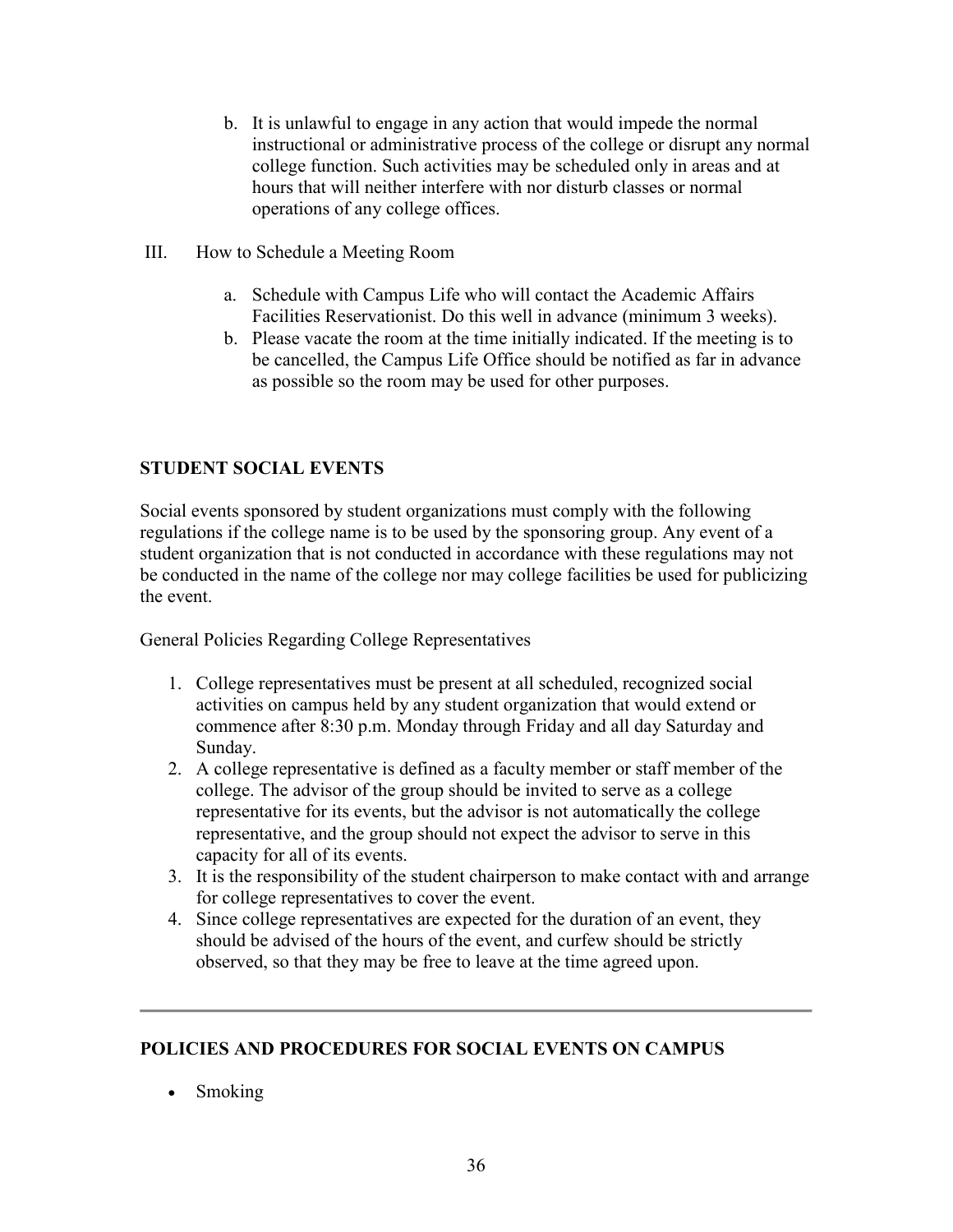b. It is unlawful to engage in any action that would impede the normal instructional or administrative process of the college or disrupt any normal college function. Such activities may be scheduled only in areas and at hours that will neither interfere with nor disturb classes or normal operations of any college offices.

III. How to Schedule a Meeting Room

a. Schedule with Campus Life who will contact the Academic Affairs Facilities Reservationist. Do this well in advance (minimum 3 weeks).
b. Please vacate the room at the time initially indicated. If the meeting is to be cancelled, the Campus Life Office should be notified as far in advance as possible so the room may be used for other purposes.

## STUDENT SOCIAL EVENTS

Social events sponsored by student organizations must comply with the following regulations if the college name is to be used by the sponsoring group. Any event of a student organization that is not conducted in accordance with these regulations may not be conducted in the name of the college nor may college facilities be used for publicizing the event.

General Policies Regarding College Representatives

1. College representatives must be present at all scheduled, recognized social activities on campus held by any student organization that would extend or commence after 8:30 p.m. Monday through Friday and all day Saturday and Sunday.
2. A college representative is defined as a faculty member or staff member of the college. The advisor of the group should be invited to serve as a college representative for its events, but the advisor is not automatically the college representative, and the group should not expect the advisor to serve in this capacity for all of its events.
3. It is the responsibility of the student chairperson to make contact with and arrange for college representatives to cover the event.
4. Since college representatives are expected for the duration of an event, they should be advised of the hours of the event, and curfew should be strictly observed, so that they may be free to leave at the time agreed upon.

---

## POLICIES AND PROCEDURES FOR SOCIAL EVENTS ON CAMPUS

- Smoking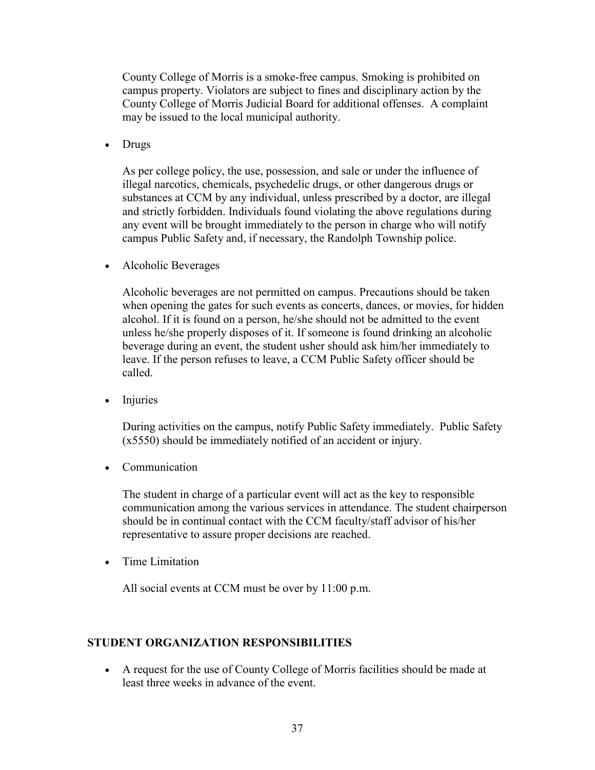County College of Morris is a smoke-free campus. Smoking is prohibited on campus property. Violators are subject to fines and disciplinary action by the County College of Morris Judicial Board for additional offenses. A complaint may be issued to the local municipal authority.

- Drugs

  As per college policy, the use, possession, and sale or under the influence of illegal narcotics, chemicals, psychedelic drugs, or other dangerous drugs or substances at CCM by any individual, unless prescribed by a doctor, are illegal and strictly forbidden. Individuals found violating the above regulations during any event will be brought immediately to the person in charge who will notify campus Public Safety and, if necessary, the Randolph Township police.

- Alcoholic Beverages

  Alcoholic beverages are not permitted on campus. Precautions should be taken when opening the gates for such events as concerts, dances, or movies, for hidden alcohol. If it is found on a person, he/she should not be admitted to the event unless he/she properly disposes of it. If someone is found drinking an alcoholic beverage during an event, the student usher should ask him/her immediately to leave. If the person refuses to leave, a CCM Public Safety officer should be called.

- Injuries

  During activities on the campus, notify Public Safety immediately. Public Safety (x5550) should be immediately notified of an accident or injury.

- Communication

  The student in charge of a particular event will act as the key to responsible communication among the various services in attendance. The student chairperson should be in continual contact with the CCM faculty/staff advisor of his/her representative to assure proper decisions are reached.

- Time Limitation

  All social events at CCM must be over by 11:00 p.m.

## STUDENT ORGANIZATION RESPONSIBILITIES

- A request for the use of County College of Morris facilities should be made at least three weeks in advance of the event.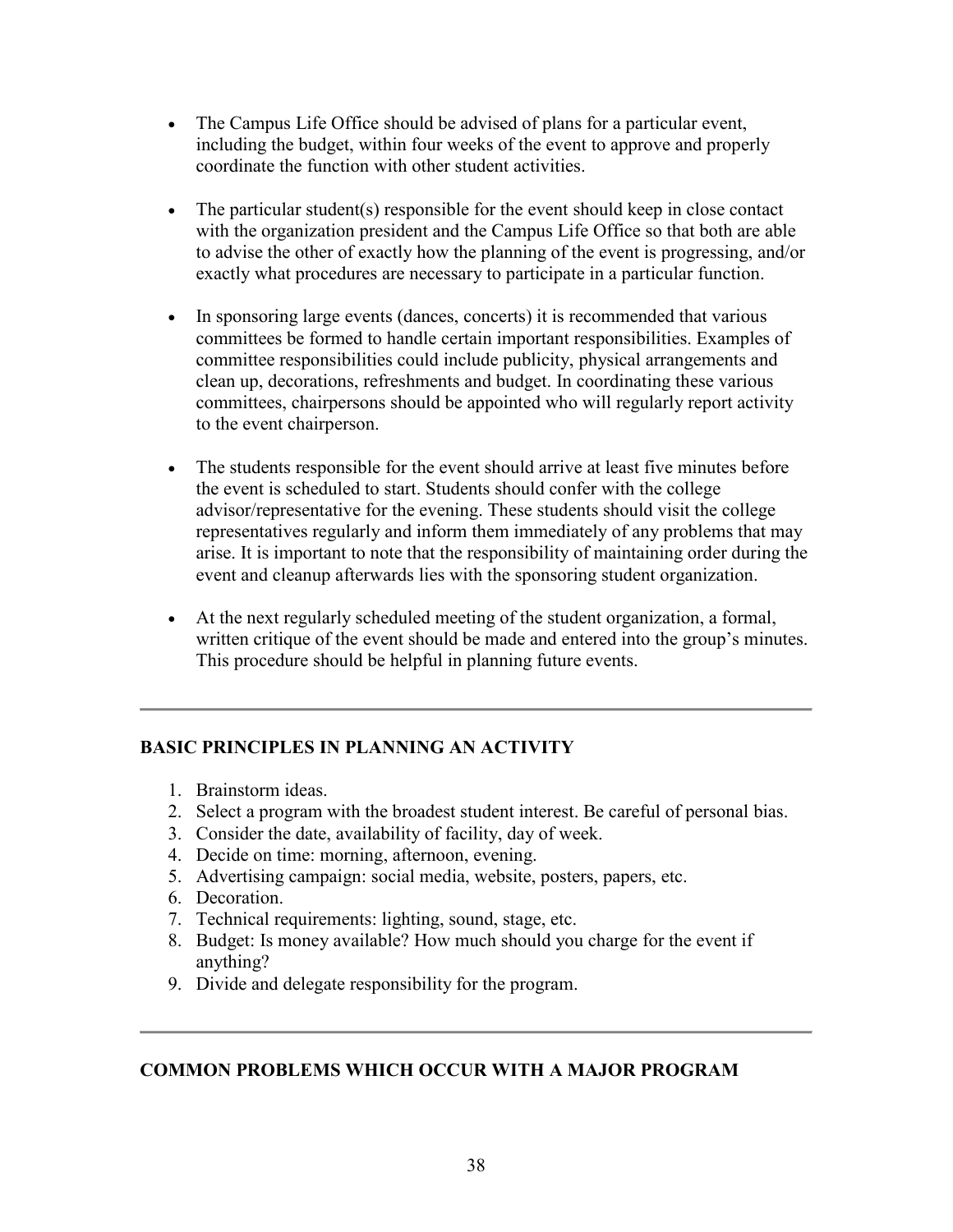- The Campus Life Office should be advised of plans for a particular event, including the budget, within four weeks of the event to approve and properly coordinate the function with other student activities.

- The particular student(s) responsible for the event should keep in close contact with the organization president and the Campus Life Office so that both are able to advise the other of exactly how the planning of the event is progressing, and/or exactly what procedures are necessary to participate in a particular function.

- In sponsoring large events (dances, concerts) it is recommended that various committees be formed to handle certain important responsibilities. Examples of committee responsibilities could include publicity, physical arrangements and clean up, decorations, refreshments and budget. In coordinating these various committees, chairpersons should be appointed who will regularly report activity to the event chairperson.

- The students responsible for the event should arrive at least five minutes before the event is scheduled to start. Students should confer with the college advisor/representative for the evening. These students should visit the college representatives regularly and inform them immediately of any problems that may arise. It is important to note that the responsibility of maintaining order during the event and cleanup afterwards lies with the sponsoring student organization.

- At the next regularly scheduled meeting of the student organization, a formal, written critique of the event should be made and entered into the group's minutes. This procedure should be helpful in planning future events.

---

## BASIC PRINCIPLES IN PLANNING AN ACTIVITY

1. Brainstorm ideas.
2. Select a program with the broadest student interest. Be careful of personal bias.
3. Consider the date, availability of facility, day of week.
4. Decide on time: morning, afternoon, evening.
5. Advertising campaign: social media, website, posters, papers, etc.
6. Decoration.
7. Technical requirements: lighting, sound, stage, etc.
8. Budget: Is money available? How much should you charge for the event if anything?
9. Divide and delegate responsibility for the program.

---

## COMMON PROBLEMS WHICH OCCUR WITH A MAJOR PROGRAM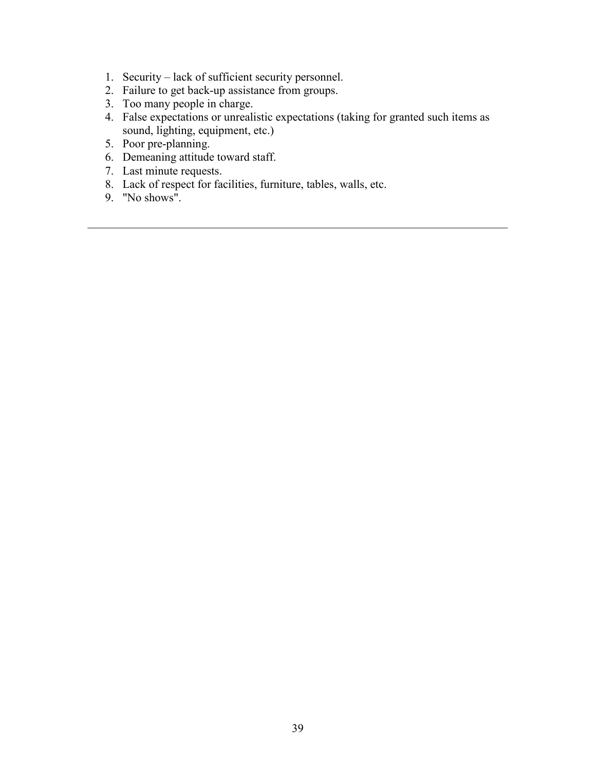1. Security – lack of sufficient security personnel.
2. Failure to get back-up assistance from groups.
3. Too many people in charge.
4. False expectations or unrealistic expectations (taking for granted such items as sound, lighting, equipment, etc.)
5. Poor pre-planning.
6. Demeaning attitude toward staff.
7. Last minute requests.
8. Lack of respect for facilities, furniture, tables, walls, etc.
9. "No shows".

---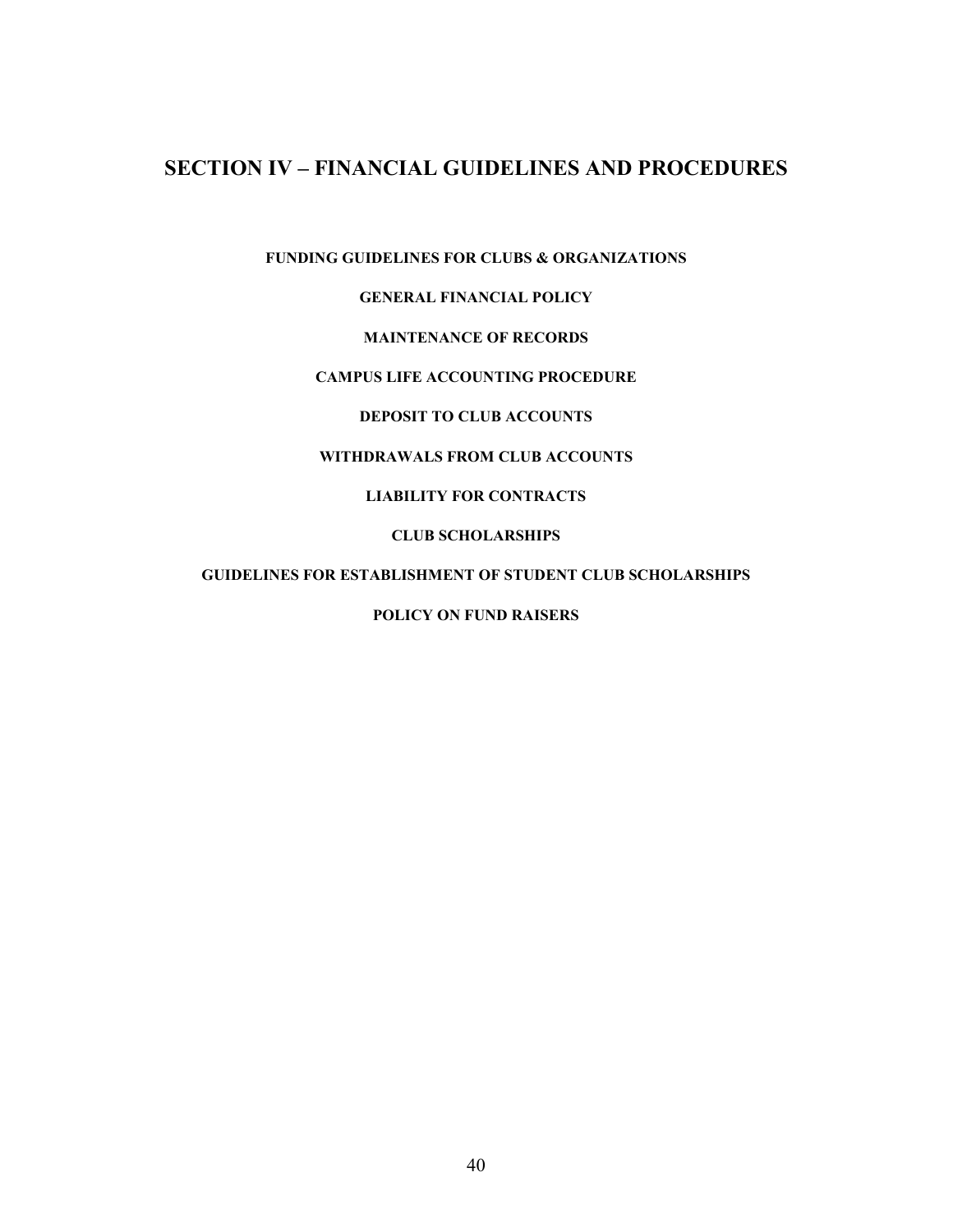# SECTION IV – FINANCIAL GUIDELINES AND PROCEDURES

**FUNDING GUIDELINES FOR CLUBS & ORGANIZATIONS**

**GENERAL FINANCIAL POLICY**

**MAINTENANCE OF RECORDS**

**CAMPUS LIFE ACCOUNTING PROCEDURE**

**DEPOSIT TO CLUB ACCOUNTS**

**WITHDRAWALS FROM CLUB ACCOUNTS**

**LIABILITY FOR CONTRACTS**

**CLUB SCHOLARSHIPS**

**GUIDELINES FOR ESTABLISHMENT OF STUDENT CLUB SCHOLARSHIPS**

**POLICY ON FUND RAISERS**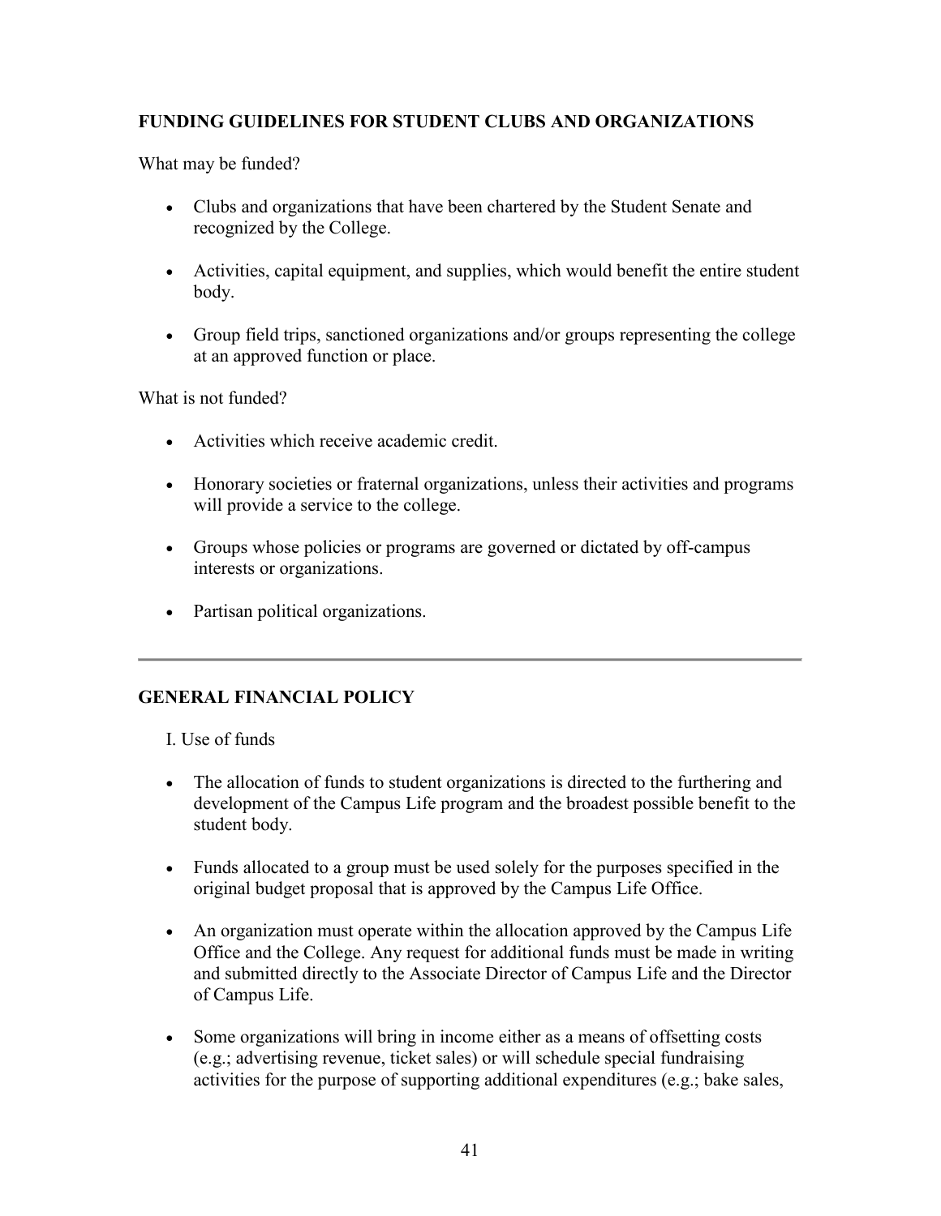## FUNDING GUIDELINES FOR STUDENT CLUBS AND ORGANIZATIONS

What may be funded?

- Clubs and organizations that have been chartered by the Student Senate and recognized by the College.
- Activities, capital equipment, and supplies, which would benefit the entire student body.
- Group field trips, sanctioned organizations and/or groups representing the college at an approved function or place.

What is not funded?

- Activities which receive academic credit.
- Honorary societies or fraternal organizations, unless their activities and programs will provide a service to the college.
- Groups whose policies or programs are governed or dictated by off-campus interests or organizations.
- Partisan political organizations.

---

## GENERAL FINANCIAL POLICY

I. Use of funds

- The allocation of funds to student organizations is directed to the furthering and development of the Campus Life program and the broadest possible benefit to the student body.
- Funds allocated to a group must be used solely for the purposes specified in the original budget proposal that is approved by the Campus Life Office.
- An organization must operate within the allocation approved by the Campus Life Office and the College. Any request for additional funds must be made in writing and submitted directly to the Associate Director of Campus Life and the Director of Campus Life.
- Some organizations will bring in income either as a means of offsetting costs (e.g.; advertising revenue, ticket sales) or will schedule special fundraising activities for the purpose of supporting additional expenditures (e.g.; bake sales,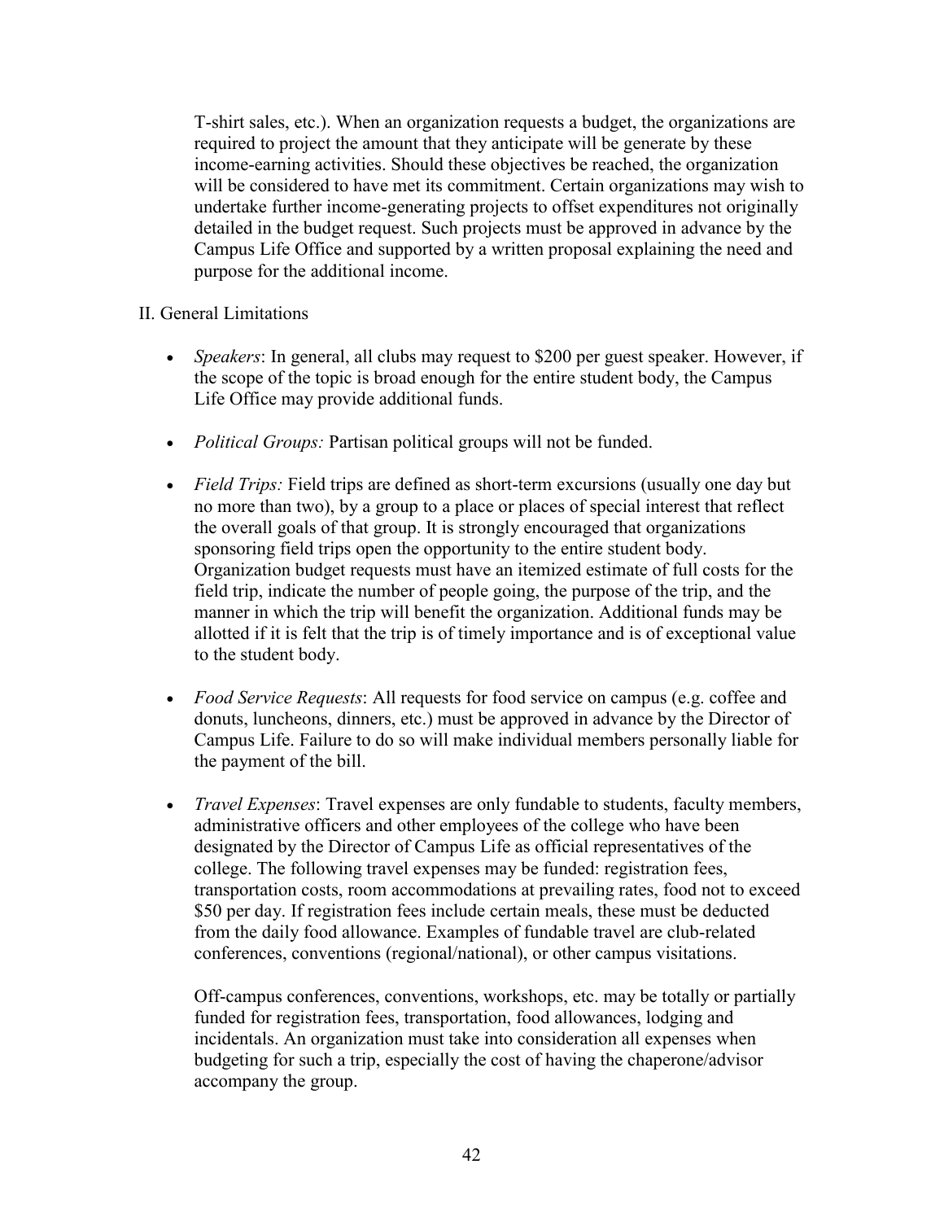T-shirt sales, etc.). When an organization requests a budget, the organizations are required to project the amount that they anticipate will be generate by these income-earning activities. Should these objectives be reached, the organization will be considered to have met its commitment. Certain organizations may wish to undertake further income-generating projects to offset expenditures not originally detailed in the budget request. Such projects must be approved in advance by the Campus Life Office and supported by a written proposal explaining the need and purpose for the additional income.

II. General Limitations

- *Speakers*: In general, all clubs may request to $200 per guest speaker. However, if the scope of the topic is broad enough for the entire student body, the Campus Life Office may provide additional funds.

- *Political Groups:* Partisan political groups will not be funded.

- *Field Trips:* Field trips are defined as short-term excursions (usually one day but no more than two), by a group to a place or places of special interest that reflect the overall goals of that group. It is strongly encouraged that organizations sponsoring field trips open the opportunity to the entire student body. Organization budget requests must have an itemized estimate of full costs for the field trip, indicate the number of people going, the purpose of the trip, and the manner in which the trip will benefit the organization. Additional funds may be allotted if it is felt that the trip is of timely importance and is of exceptional value to the student body.

- *Food Service Requests*: All requests for food service on campus (e.g. coffee and donuts, luncheons, dinners, etc.) must be approved in advance by the Director of Campus Life. Failure to do so will make individual members personally liable for the payment of the bill.

- *Travel Expenses*: Travel expenses are only fundable to students, faculty members, administrative officers and other employees of the college who have been designated by the Director of Campus Life as official representatives of the college. The following travel expenses may be funded: registration fees, transportation costs, room accommodations at prevailing rates, food not to exceed $50 per day. If registration fees include certain meals, these must be deducted from the daily food allowance. Examples of fundable travel are club-related conferences, conventions (regional/national), or other campus visitations.

  Off-campus conferences, conventions, workshops, etc. may be totally or partially funded for registration fees, transportation, food allowances, lodging and incidentals. An organization must take into consideration all expenses when budgeting for such a trip, especially the cost of having the chaperone/advisor accompany the group.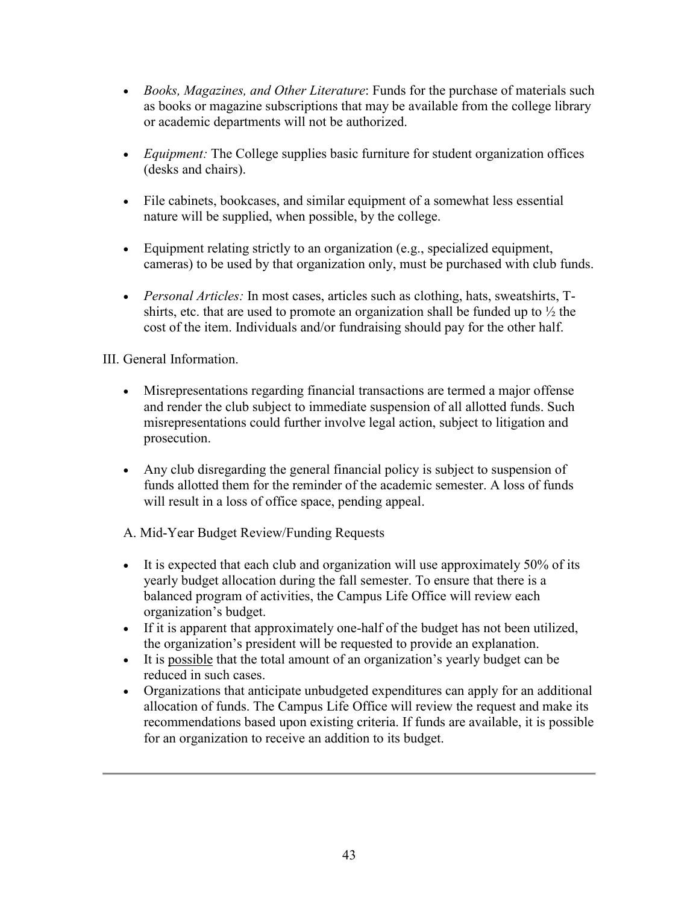- *Books, Magazines, and Other Literature*: Funds for the purchase of materials such as books or magazine subscriptions that may be available from the college library or academic departments will not be authorized.

- *Equipment:* The College supplies basic furniture for student organization offices (desks and chairs).

- File cabinets, bookcases, and similar equipment of a somewhat less essential nature will be supplied, when possible, by the college.

- Equipment relating strictly to an organization (e.g., specialized equipment, cameras) to be used by that organization only, must be purchased with club funds.

- *Personal Articles:* In most cases, articles such as clothing, hats, sweatshirts, T-shirts, etc. that are used to promote an organization shall be funded up to ½ the cost of the item. Individuals and/or fundraising should pay for the other half.

III. General Information.

- Misrepresentations regarding financial transactions are termed a major offense and render the club subject to immediate suspension of all allotted funds. Such misrepresentations could further involve legal action, subject to litigation and prosecution.

- Any club disregarding the general financial policy is subject to suspension of funds allotted them for the reminder of the academic semester. A loss of funds will result in a loss of office space, pending appeal.

A. Mid-Year Budget Review/Funding Requests

- It is expected that each club and organization will use approximately 50% of its yearly budget allocation during the fall semester. To ensure that there is a balanced program of activities, the Campus Life Office will review each organization's budget.
- If it is apparent that approximately one-half of the budget has not been utilized, the organization's president will be requested to provide an explanation.
- It is <u>possible</u> that the total amount of an organization's yearly budget can be reduced in such cases.
- Organizations that anticipate unbudgeted expenditures can apply for an additional allocation of funds. The Campus Life Office will review the request and make its recommendations based upon existing criteria. If funds are available, it is possible for an organization to receive an addition to its budget.

---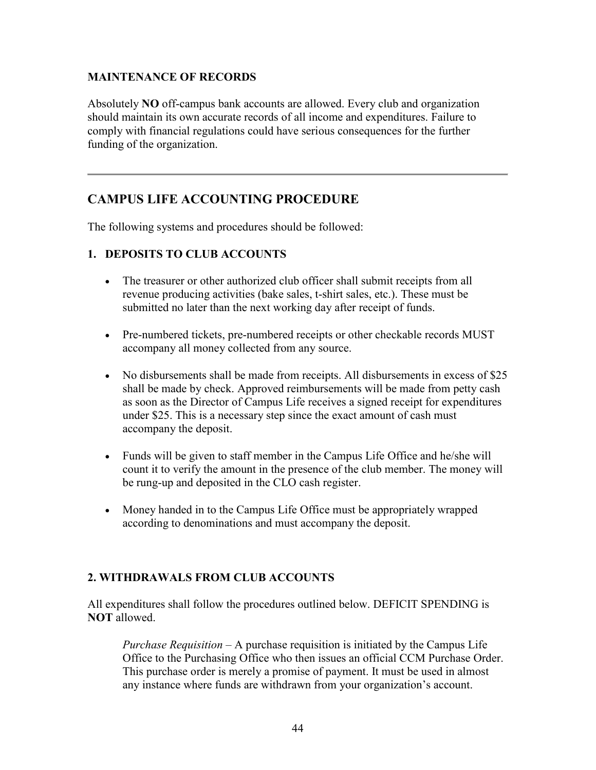### MAINTENANCE OF RECORDS

Absolutely **NO** off-campus bank accounts are allowed. Every club and organization should maintain its own accurate records of all income and expenditures. Failure to comply with financial regulations could have serious consequences for the further funding of the organization.

---

## CAMPUS LIFE ACCOUNTING PROCEDURE

The following systems and procedures should be followed:

### 1. DEPOSITS TO CLUB ACCOUNTS

- The treasurer or other authorized club officer shall submit receipts from all revenue producing activities (bake sales, t-shirt sales, etc.). These must be submitted no later than the next working day after receipt of funds.
- Pre-numbered tickets, pre-numbered receipts or other checkable records MUST accompany all money collected from any source.
- No disbursements shall be made from receipts. All disbursements in excess of $25 shall be made by check. Approved reimbursements will be made from petty cash as soon as the Director of Campus Life receives a signed receipt for expenditures under $25. This is a necessary step since the exact amount of cash must accompany the deposit.
- Funds will be given to staff member in the Campus Life Office and he/she will count it to verify the amount in the presence of the club member. The money will be rung-up and deposited in the CLO cash register.
- Money handed in to the Campus Life Office must be appropriately wrapped according to denominations and must accompany the deposit.

### 2. WITHDRAWALS FROM CLUB ACCOUNTS

All expenditures shall follow the procedures outlined below. DEFICIT SPENDING is **NOT** allowed.

> *Purchase Requisition* – A purchase requisition is initiated by the Campus Life Office to the Purchasing Office who then issues an official CCM Purchase Order. This purchase order is merely a promise of payment. It must be used in almost any instance where funds are withdrawn from your organization's account.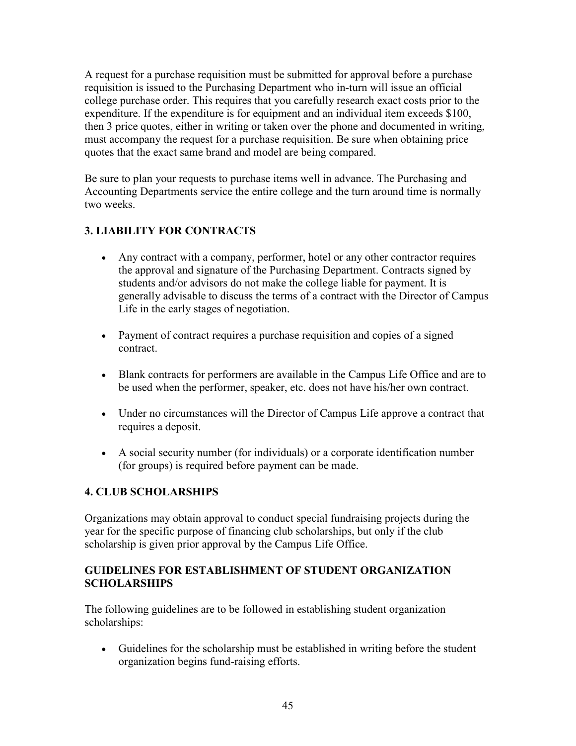A request for a purchase requisition must be submitted for approval before a purchase requisition is issued to the Purchasing Department who in-turn will issue an official college purchase order. This requires that you carefully research exact costs prior to the expenditure. If the expenditure is for equipment and an individual item exceeds $100, then 3 price quotes, either in writing or taken over the phone and documented in writing, must accompany the request for a purchase requisition. Be sure when obtaining price quotes that the exact same brand and model are being compared.

Be sure to plan your requests to purchase items well in advance. The Purchasing and Accounting Departments service the entire college and the turn around time is normally two weeks.

### 3. LIABILITY FOR CONTRACTS

- Any contract with a company, performer, hotel or any other contractor requires the approval and signature of the Purchasing Department. Contracts signed by students and/or advisors do not make the college liable for payment. It is generally advisable to discuss the terms of a contract with the Director of Campus Life in the early stages of negotiation.

- Payment of contract requires a purchase requisition and copies of a signed contract.

- Blank contracts for performers are available in the Campus Life Office and are to be used when the performer, speaker, etc. does not have his/her own contract.

- Under no circumstances will the Director of Campus Life approve a contract that requires a deposit.

- A social security number (for individuals) or a corporate identification number (for groups) is required before payment can be made.

### 4. CLUB SCHOLARSHIPS

Organizations may obtain approval to conduct special fundraising projects during the year for the specific purpose of financing club scholarships, but only if the club scholarship is given prior approval by the Campus Life Office.

### GUIDELINES FOR ESTABLISHMENT OF STUDENT ORGANIZATION SCHOLARSHIPS

The following guidelines are to be followed in establishing student organization scholarships:

- Guidelines for the scholarship must be established in writing before the student organization begins fund-raising efforts.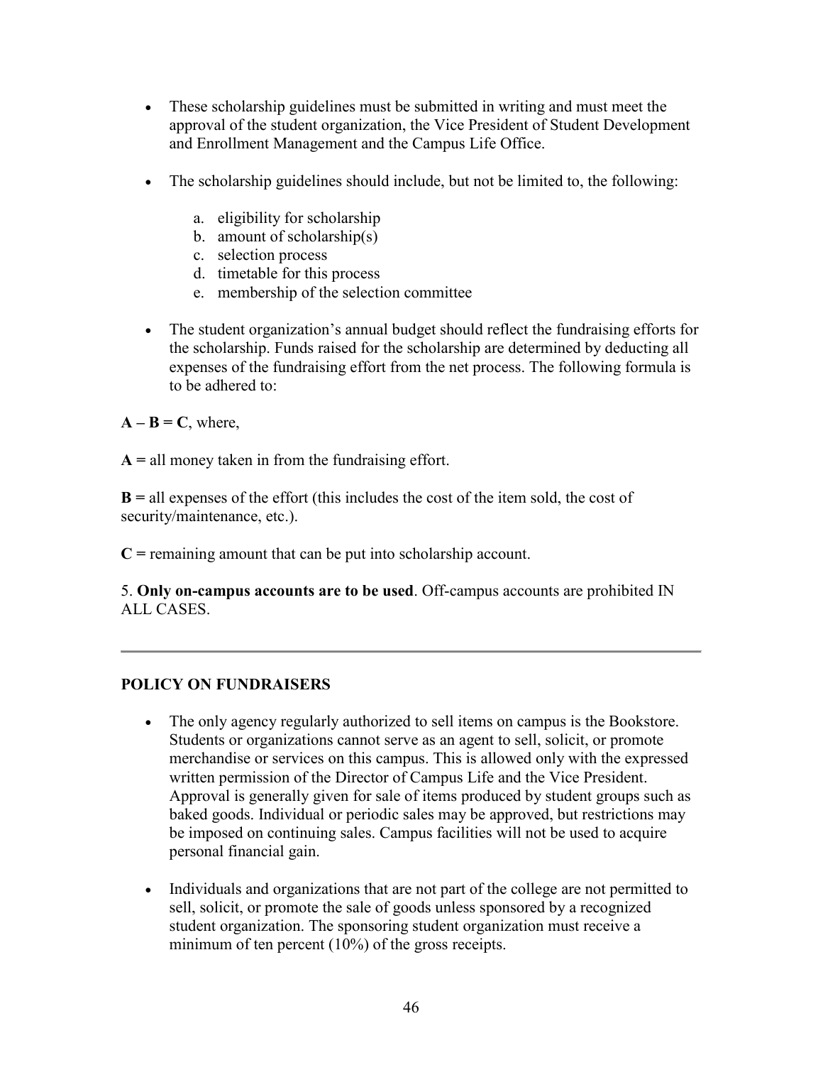- These scholarship guidelines must be submitted in writing and must meet the approval of the student organization, the Vice President of Student Development and Enrollment Management and the Campus Life Office.

- The scholarship guidelines should include, but not be limited to, the following:

  a. eligibility for scholarship
  b. amount of scholarship(s)
  c. selection process
  d. timetable for this process
  e. membership of the selection committee

- The student organization's annual budget should reflect the fundraising efforts for the scholarship. Funds raised for the scholarship are determined by deducting all expenses of the fundraising effort from the net process. The following formula is to be adhered to:

**A – B = C**, where,

**A =** all money taken in from the fundraising effort.

**B =** all expenses of the effort (this includes the cost of the item sold, the cost of security/maintenance, etc.).

**C =** remaining amount that can be put into scholarship account.

5. **Only on-campus accounts are to be used**. Off-campus accounts are prohibited IN ALL CASES.

---

**POLICY ON FUNDRAISERS**

- The only agency regularly authorized to sell items on campus is the Bookstore. Students or organizations cannot serve as an agent to sell, solicit, or promote merchandise or services on this campus. This is allowed only with the expressed written permission of the Director of Campus Life and the Vice President. Approval is generally given for sale of items produced by student groups such as baked goods. Individual or periodic sales may be approved, but restrictions may be imposed on continuing sales. Campus facilities will not be used to acquire personal financial gain.

- Individuals and organizations that are not part of the college are not permitted to sell, solicit, or promote the sale of goods unless sponsored by a recognized student organization. The sponsoring student organization must receive a minimum of ten percent (10%) of the gross receipts.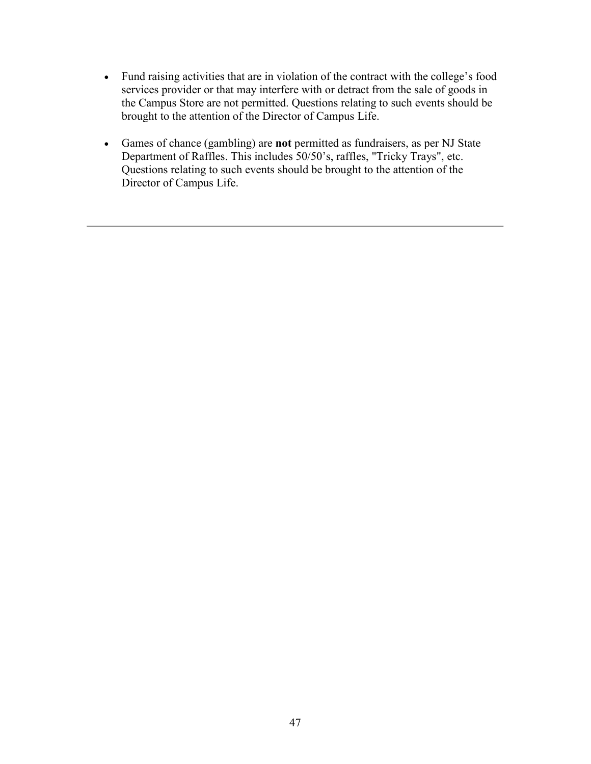- Fund raising activities that are in violation of the contract with the college's food services provider or that may interfere with or detract from the sale of goods in the Campus Store are not permitted. Questions relating to such events should be brought to the attention of the Director of Campus Life.

- Games of chance (gambling) are **not** permitted as fundraisers, as per NJ State Department of Raffles. This includes 50/50's, raffles, "Tricky Trays", etc. Questions relating to such events should be brought to the attention of the Director of Campus Life.

---